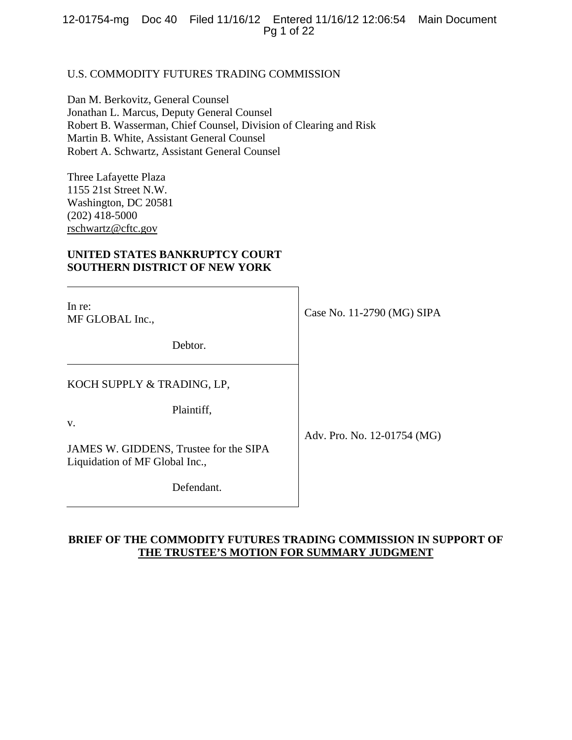U.S. COMMODITY FUTURES TRADING COMMISSION

Dan M. Berkovitz, General Counsel
Jonathan L. Marcus, Deputy General Counsel
Robert B. Wasserman, Chief Counsel, Division of Clearing and Risk
Martin B. White, Assistant General Counsel
Robert A. Schwartz, Assistant General Counsel

Three Lafayette Plaza
1155 21st Street N.W.
Washington, DC 20581
(202) 418-5000
rschwartz@cftc.gov

**UNITED STATES BANKRUPTCY COURT**
**SOUTHERN DISTRICT OF NEW YORK**

| | |
|---|---|
| In re:<br>MF GLOBAL Inc.,<br><br>Debtor. | Case No. 11-2790 (MG) SIPA |
| KOCH SUPPLY & TRADING, LP,<br><br>Plaintiff,<br>v.<br><br>JAMES W. GIDDENS, Trustee for the SIPA Liquidation of MF Global Inc.,<br><br>Defendant. | Adv. Pro. No. 12-01754 (MG) |

**BRIEF OF THE COMMODITY FUTURES TRADING COMMISSION IN SUPPORT OF THE TRUSTEE'S MOTION FOR SUMMARY JUDGMENT**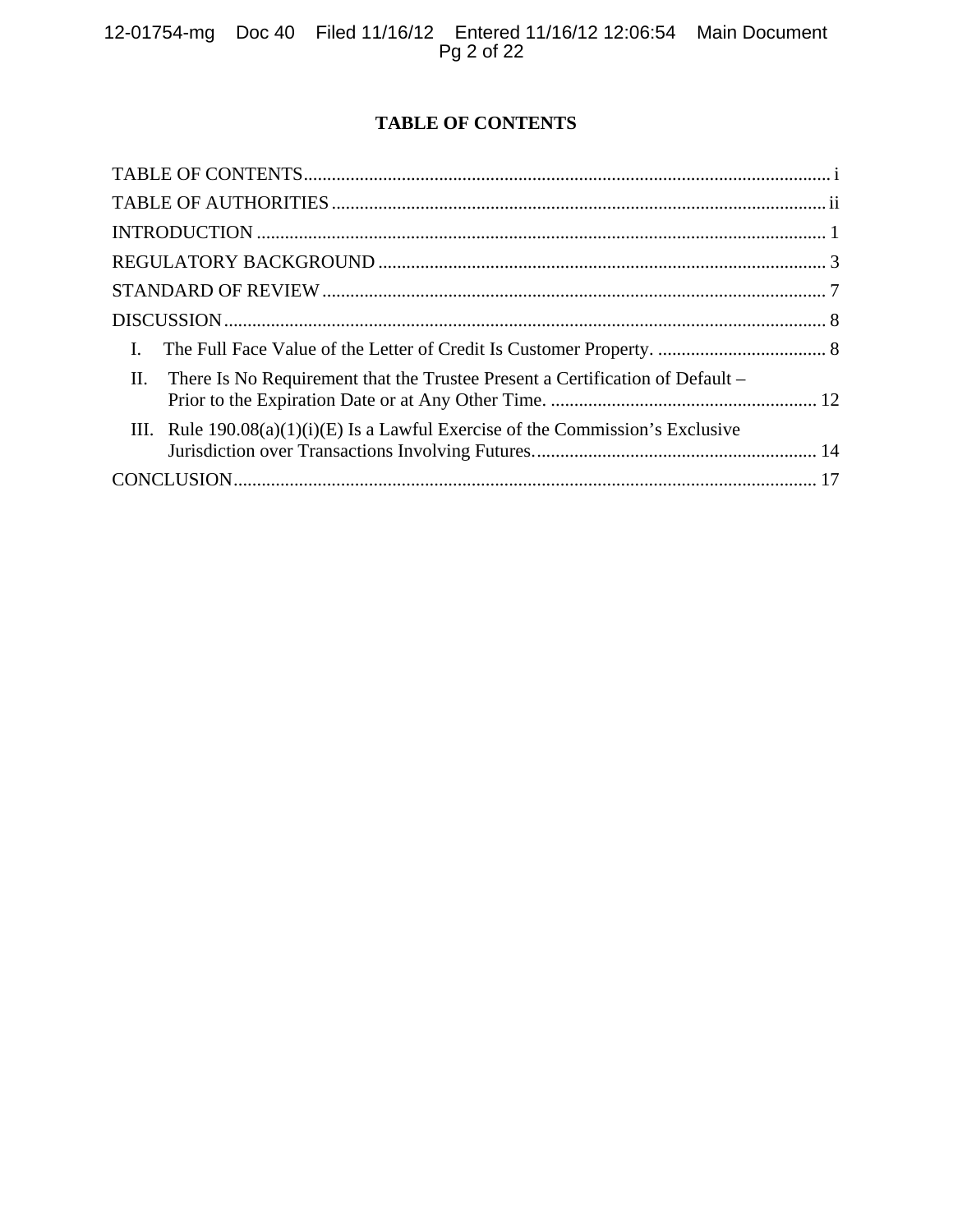# TABLE OF CONTENTS

TABLE OF CONTENTS ........................................................................................................ i

TABLE OF AUTHORITIES ................................................................................................ ii

INTRODUCTION .............................................................................................................. 1

REGULATORY BACKGROUND .................................................................................... 3

STANDARD OF REVIEW ................................................................................................ 7

DISCUSSION ..................................................................................................................... 8

I. The Full Face Value of the Letter of Credit Is Customer Property. .................................... 8

II. There Is No Requirement that the Trustee Present a Certification of Default – Prior to the Expiration Date or at Any Other Time. ......................................................... 12

III. Rule 190.08(a)(1)(i)(E) Is a Lawful Exercise of the Commission's Exclusive Jurisdiction over Transactions Involving Futures. ............................................................ 14

CONCLUSION ................................................................................................................. 17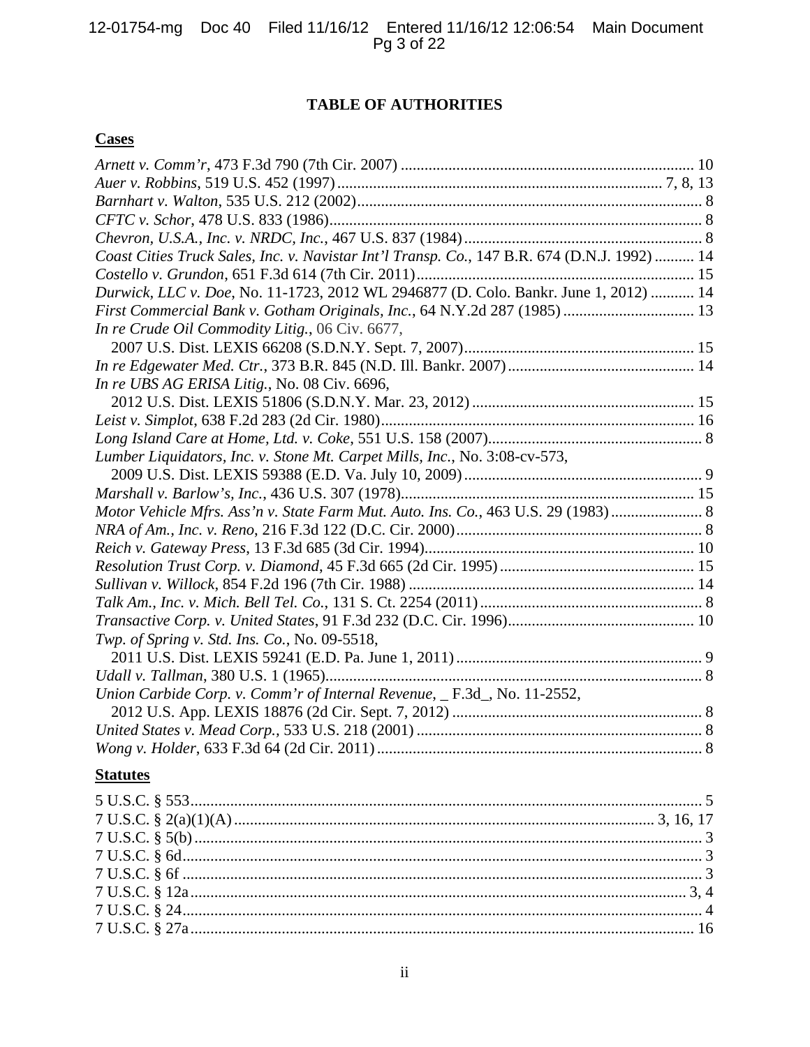## TABLE OF AUTHORITIES

### Cases

*Arnett v. Comm'r*, 473 F.3d 790 (7th Cir. 2007) ........................................................................ 10

*Auer v. Robbins*, 519 U.S. 452 (1997) ........................................................................... 7, 8, 13

*Barnhart v. Walton*, 535 U.S. 212 (2002) ........................................................................................ 8

*CFTC v. Schor*, 478 U.S. 833 (1986) .............................................................................................. 8

*Chevron, U.S.A., Inc. v. NRDC, Inc.*, 467 U.S. 837 (1984) ............................................................ 8

*Coast Cities Truck Sales, Inc. v. Navistar Int'l Transp. Co.*, 147 B.R. 674 (D.N.J. 1992) .......... 14

*Costello v. Grundon*, 651 F.3d 614 (7th Cir. 2011) ..................................................................... 15

*Durwick, LLC v. Doe*, No. 11-1723, 2012 WL 2946877 (D. Colo. Bankr. June 1, 2012) ........... 14

*First Commercial Bank v. Gotham Originals, Inc.*, 64 N.Y.2d 287 (1985) ................................. 13

*In re Crude Oil Commodity Litig.*, 06 Civ. 6677,
2007 U.S. Dist. LEXIS 66208 (S.D.N.Y. Sept. 7, 2007) .......................................................... 15

*In re Edgewater Med. Ctr.*, 373 B.R. 845 (N.D. Ill. Bankr. 2007) ............................................... 14

*In re UBS AG ERISA Litig.*, No. 08 Civ. 6696,
2012 U.S. Dist. LEXIS 51806 (S.D.N.Y. Mar. 23, 2012) ........................................................ 15

*Leist v. Simplot*, 638 F.2d 283 (2d Cir. 1980) .............................................................................. 16

*Long Island Care at Home, Ltd. v. Coke*, 551 U.S. 158 (2007) ...................................................... 8

*Lumber Liquidators, Inc. v. Stone Mt. Carpet Mills, Inc.*, No. 3:08-cv-573,
2009 U.S. Dist. LEXIS 59388 (E.D. Va. July 10, 2009) ............................................................ 9

*Marshall v. Barlow's, Inc.*, 436 U.S. 307 (1978) .......................................................................... 15

*Motor Vehicle Mfrs. Ass'n v. State Farm Mut. Auto. Ins. Co.*, 463 U.S. 29 (1983) ....................... 8

*NRA of Am., Inc. v. Reno*, 216 F.3d 122 (D.C. Cir. 2000) ............................................................. 8

*Reich v. Gateway Press*, 13 F.3d 685 (3d Cir. 1994) .................................................................... 10

*Resolution Trust Corp. v. Diamond*, 45 F.3d 665 (2d Cir. 1995) ................................................. 15

*Sullivan v. Willock*, 854 F.2d 196 (7th Cir. 1988) ....................................................................... 14

*Talk Am., Inc. v. Mich. Bell Tel. Co.*, 131 S. Ct. 2254 (2011) ........................................................ 8

*Transactive Corp. v. United States*, 91 F.3d 232 (D.C. Cir. 1996) ............................................... 10

*Twp. of Spring v. Std. Ins. Co.*, No. 09-5518,
2011 U.S. Dist. LEXIS 59241 (E.D. Pa. June 1, 2011) .............................................................. 9

*Udall v. Tallman*, 380 U.S. 1 (1965) .............................................................................................. 8

*Union Carbide Corp. v. Comm'r of Internal Revenue*, _ F.3d_, No. 11-2552,
2012 U.S. App. LEXIS 18876 (2d Cir. Sept. 7, 2012) ............................................................... 8

*United States v. Mead Corp.*, 533 U.S. 218 (2001) ........................................................................ 8

*Wong v. Holder*, 633 F.3d 64 (2d Cir. 2011) .................................................................................. 8

### Statutes

5 U.S.C. § 553 ................................................................................................................................. 5

7 U.S.C. § 2(a)(1)(A) ........................................................................................................ 3, 16, 17

7 U.S.C. § 5(b) ................................................................................................................................ 3

7 U.S.C. § 6d ................................................................................................................................... 3

7 U.S.C. § 6f ................................................................................................................................... 3

7 U.S.C. § 12a ............................................................................................................................. 3, 4

7 U.S.C. § 24 ................................................................................................................................... 4

7 U.S.C. § 27a ............................................................................................................................... 16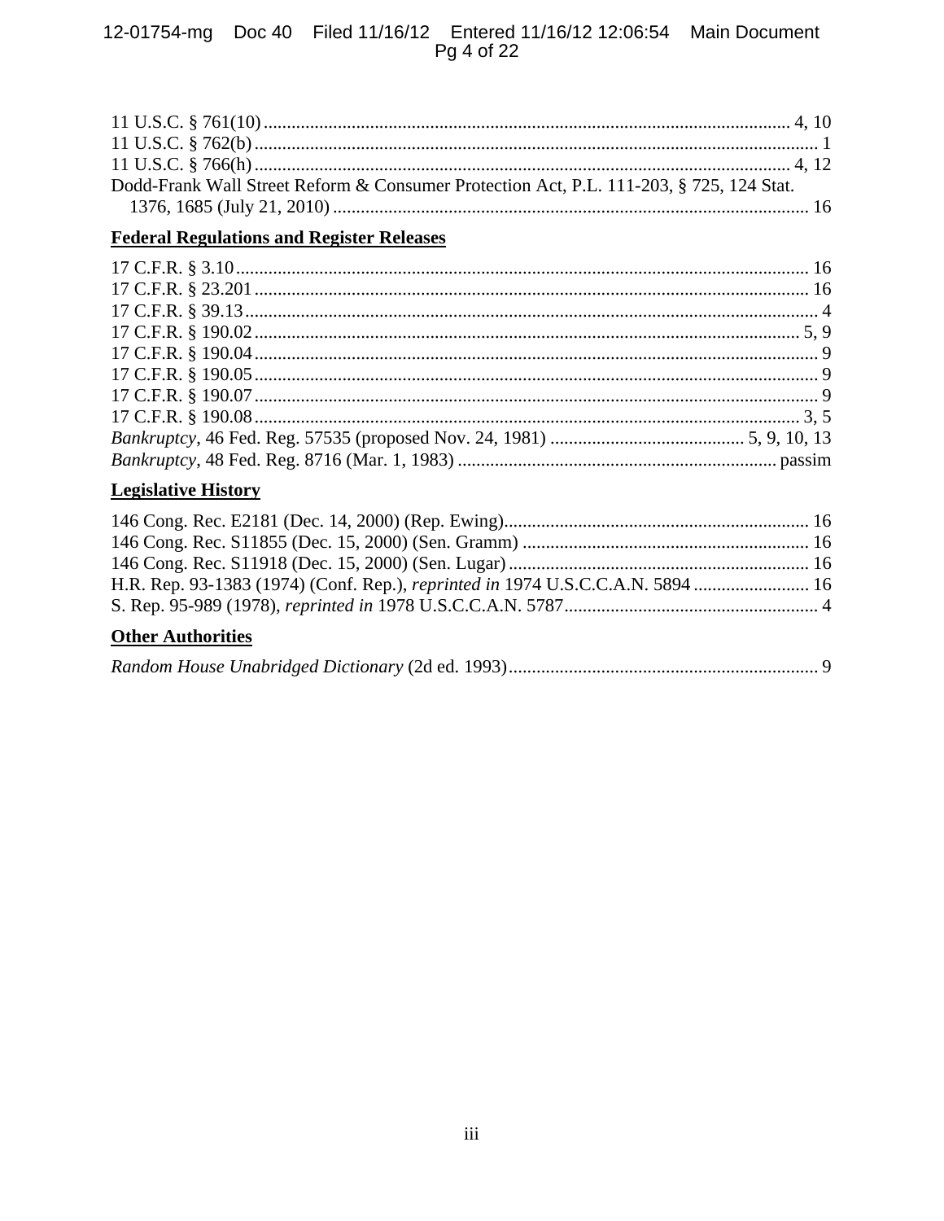11 U.S.C. § 761(10) ........................................................................................................ 4, 10
11 U.S.C. § 762(b) ............................................................................................................. 1
11 U.S.C. § 766(h) ........................................................................................................ 4, 12
Dodd-Frank Wall Street Reform & Consumer Protection Act, P.L. 111-203, § 725, 124 Stat. 1376, 1685 (July 21, 2010) ............................................................................................. 16

## Federal Regulations and Register Releases

17 C.F.R. § 3.10 ............................................................................................................... 16
17 C.F.R. § 23.201 ............................................................................................................ 16
17 C.F.R. § 39.13 ............................................................................................................... 4
17 C.F.R. § 190.02 ........................................................................................................ 5, 9
17 C.F.R. § 190.04 ............................................................................................................. 9
17 C.F.R. § 190.05 ............................................................................................................. 9
17 C.F.R. § 190.07 ............................................................................................................. 9
17 C.F.R. § 190.08 ........................................................................................................ 3, 5
*Bankruptcy*, 46 Fed. Reg. 57535 (proposed Nov. 24, 1981) .......................................... 5, 9, 10, 13
*Bankruptcy*, 48 Fed. Reg. 8716 (Mar. 1, 1983) .............................................................. passim

## Legislative History

146 Cong. Rec. E2181 (Dec. 14, 2000) (Rep. Ewing) ........................................................ 16
146 Cong. Rec. S11855 (Dec. 15, 2000) (Sen. Gramm) ..................................................... 16
146 Cong. Rec. S11918 (Dec. 15, 2000) (Sen. Lugar) ........................................................ 16
H.R. Rep. 93-1383 (1974) (Conf. Rep.), *reprinted in* 1974 U.S.C.C.A.N. 5894 ................. 16
S. Rep. 95-989 (1978), *reprinted in* 1978 U.S.C.C.A.N. 5787 .............................................. 4

## Other Authorities

*Random House Unabridged Dictionary* (2d ed. 1993) ......................................................... 9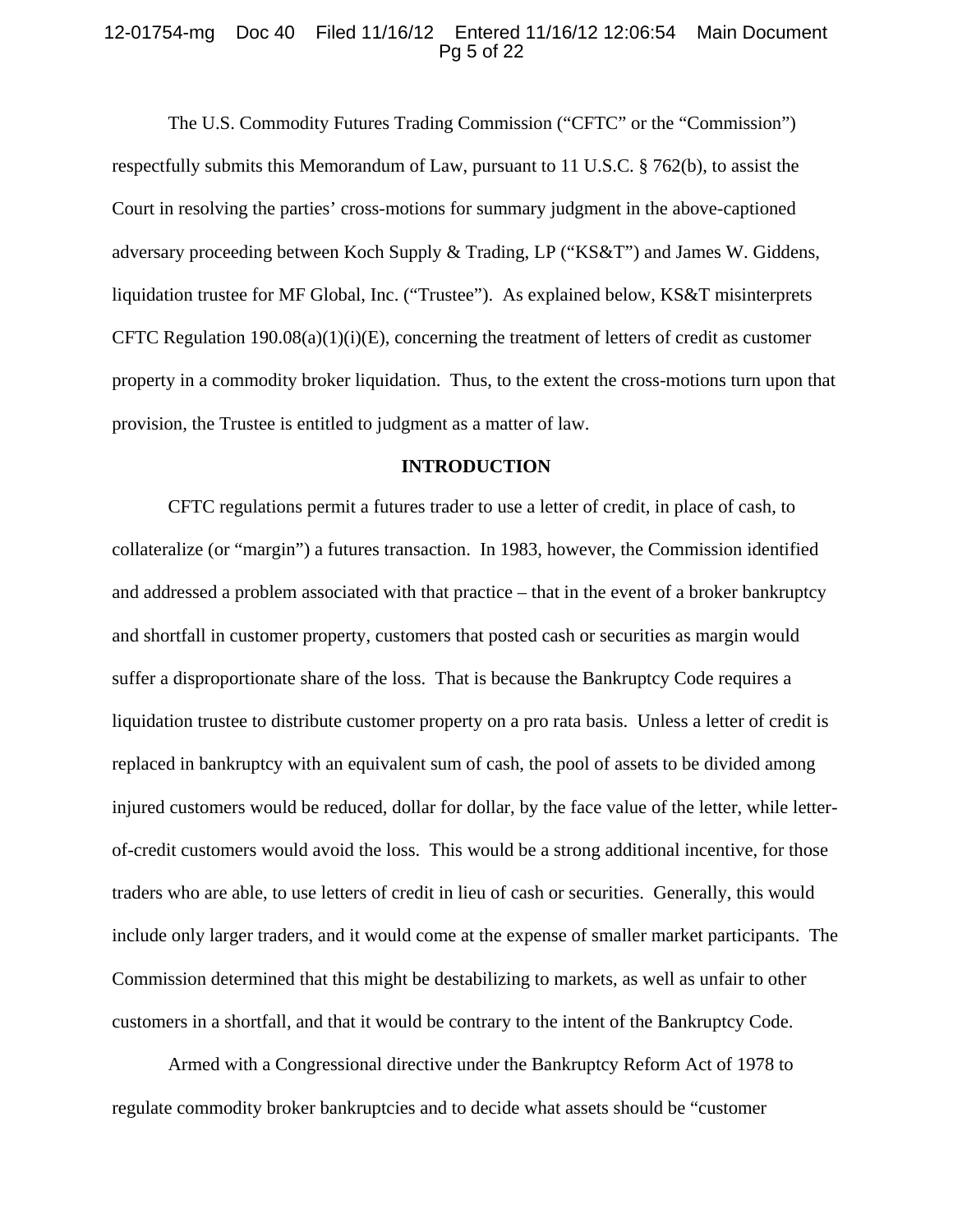The U.S. Commodity Futures Trading Commission ("CFTC" or the "Commission") respectfully submits this Memorandum of Law, pursuant to 11 U.S.C. § 762(b), to assist the Court in resolving the parties' cross-motions for summary judgment in the above-captioned adversary proceeding between Koch Supply & Trading, LP ("KS&T") and James W. Giddens, liquidation trustee for MF Global, Inc. ("Trustee"). As explained below, KS&T misinterprets CFTC Regulation 190.08(a)(1)(i)(E), concerning the treatment of letters of credit as customer property in a commodity broker liquidation. Thus, to the extent the cross-motions turn upon that provision, the Trustee is entitled to judgment as a matter of law.

## INTRODUCTION

CFTC regulations permit a futures trader to use a letter of credit, in place of cash, to collateralize (or "margin") a futures transaction. In 1983, however, the Commission identified and addressed a problem associated with that practice – that in the event of a broker bankruptcy and shortfall in customer property, customers that posted cash or securities as margin would suffer a disproportionate share of the loss. That is because the Bankruptcy Code requires a liquidation trustee to distribute customer property on a pro rata basis. Unless a letter of credit is replaced in bankruptcy with an equivalent sum of cash, the pool of assets to be divided among injured customers would be reduced, dollar for dollar, by the face value of the letter, while letter-of-credit customers would avoid the loss. This would be a strong additional incentive, for those traders who are able, to use letters of credit in lieu of cash or securities. Generally, this would include only larger traders, and it would come at the expense of smaller market participants. The Commission determined that this might be destabilizing to markets, as well as unfair to other customers in a shortfall, and that it would be contrary to the intent of the Bankruptcy Code.

Armed with a Congressional directive under the Bankruptcy Reform Act of 1978 to regulate commodity broker bankruptcies and to decide what assets should be "customer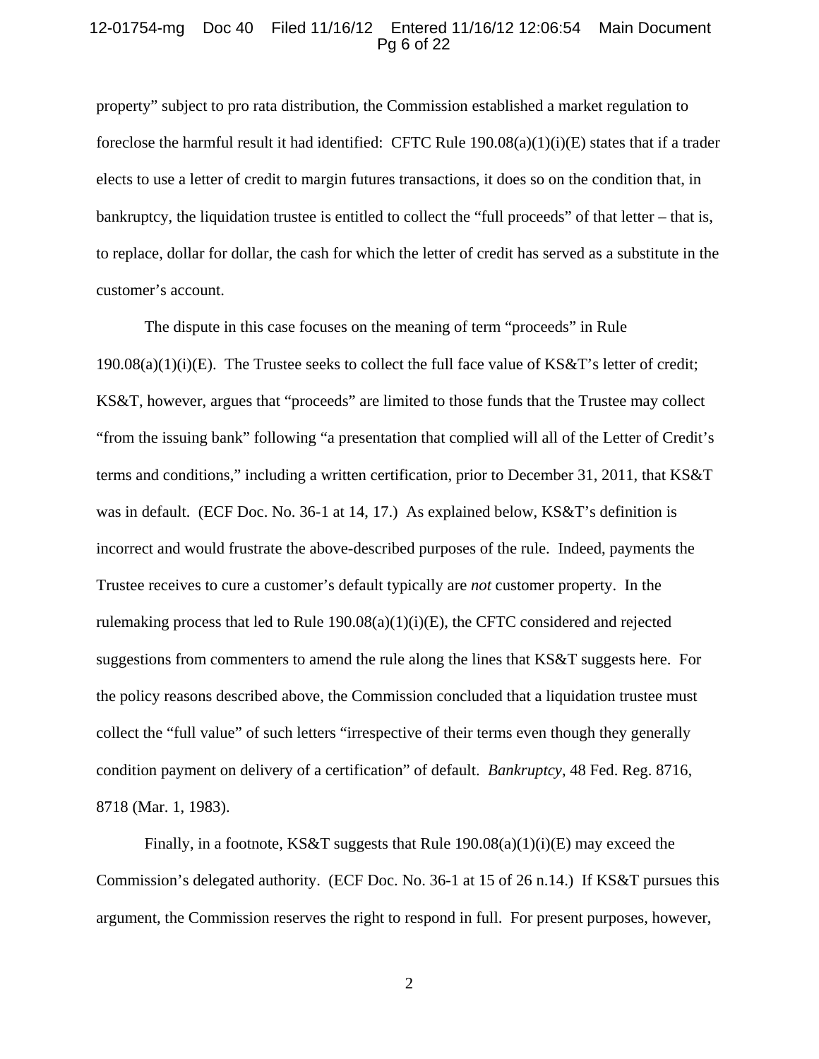property" subject to pro rata distribution, the Commission established a market regulation to foreclose the harmful result it had identified: CFTC Rule 190.08(a)(1)(i)(E) states that if a trader elects to use a letter of credit to margin futures transactions, it does so on the condition that, in bankruptcy, the liquidation trustee is entitled to collect the "full proceeds" of that letter – that is, to replace, dollar for dollar, the cash for which the letter of credit has served as a substitute in the customer's account.

The dispute in this case focuses on the meaning of term "proceeds" in Rule 190.08(a)(1)(i)(E). The Trustee seeks to collect the full face value of KS&T's letter of credit; KS&T, however, argues that "proceeds" are limited to those funds that the Trustee may collect "from the issuing bank" following "a presentation that complied will all of the Letter of Credit's terms and conditions," including a written certification, prior to December 31, 2011, that KS&T was in default. (ECF Doc. No. 36-1 at 14, 17.) As explained below, KS&T's definition is incorrect and would frustrate the above-described purposes of the rule. Indeed, payments the Trustee receives to cure a customer's default typically are *not* customer property. In the rulemaking process that led to Rule 190.08(a)(1)(i)(E), the CFTC considered and rejected suggestions from commenters to amend the rule along the lines that KS&T suggests here. For the policy reasons described above, the Commission concluded that a liquidation trustee must collect the "full value" of such letters "irrespective of their terms even though they generally condition payment on delivery of a certification" of default. *Bankruptcy*, 48 Fed. Reg. 8716, 8718 (Mar. 1, 1983).

Finally, in a footnote, KS&T suggests that Rule 190.08(a)(1)(i)(E) may exceed the Commission's delegated authority. (ECF Doc. No. 36-1 at 15 of 26 n.14.) If KS&T pursues this argument, the Commission reserves the right to respond in full. For present purposes, however,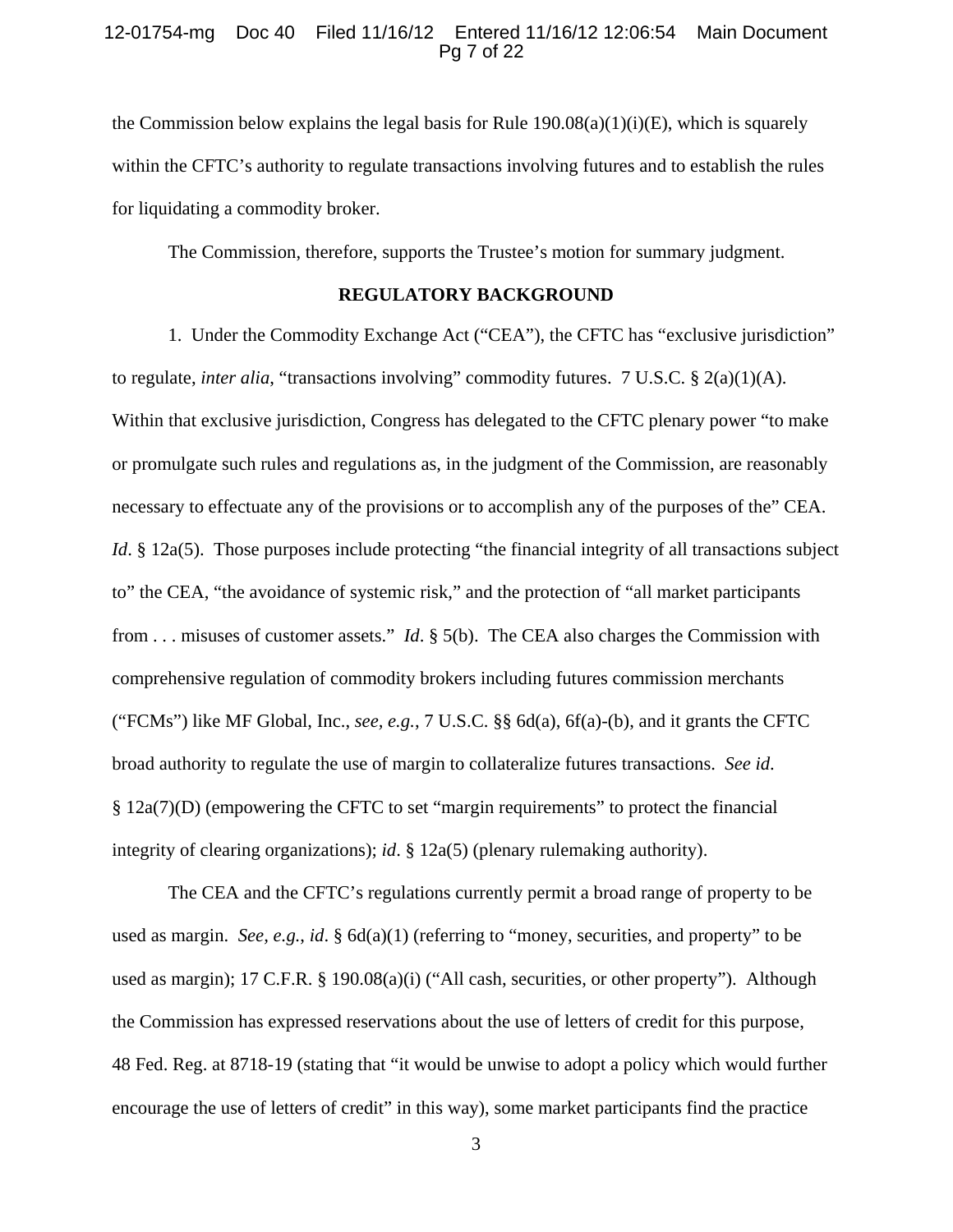the Commission below explains the legal basis for Rule 190.08(a)(1)(i)(E), which is squarely within the CFTC's authority to regulate transactions involving futures and to establish the rules for liquidating a commodity broker.

The Commission, therefore, supports the Trustee's motion for summary judgment.

**REGULATORY BACKGROUND**

1. Under the Commodity Exchange Act ("CEA"), the CFTC has "exclusive jurisdiction" to regulate, *inter alia*, "transactions involving" commodity futures. 7 U.S.C. § 2(a)(1)(A). Within that exclusive jurisdiction, Congress has delegated to the CFTC plenary power "to make or promulgate such rules and regulations as, in the judgment of the Commission, are reasonably necessary to effectuate any of the provisions or to accomplish any of the purposes of the" CEA. *Id*. § 12a(5). Those purposes include protecting "the financial integrity of all transactions subject to" the CEA, "the avoidance of systemic risk," and the protection of "all market participants from . . . misuses of customer assets." *Id*. § 5(b). The CEA also charges the Commission with comprehensive regulation of commodity brokers including futures commission merchants ("FCMs") like MF Global, Inc., *see, e.g.*, 7 U.S.C. §§ 6d(a), 6f(a)-(b), and it grants the CFTC broad authority to regulate the use of margin to collateralize futures transactions. *See id*. § 12a(7)(D) (empowering the CFTC to set "margin requirements" to protect the financial integrity of clearing organizations); *id*. § 12a(5) (plenary rulemaking authority).

The CEA and the CFTC's regulations currently permit a broad range of property to be used as margin. *See, e.g.*, *id*. § 6d(a)(1) (referring to "money, securities, and property" to be used as margin); 17 C.F.R. § 190.08(a)(i) ("All cash, securities, or other property"). Although the Commission has expressed reservations about the use of letters of credit for this purpose, 48 Fed. Reg. at 8718-19 (stating that "it would be unwise to adopt a policy which would further encourage the use of letters of credit" in this way), some market participants find the practice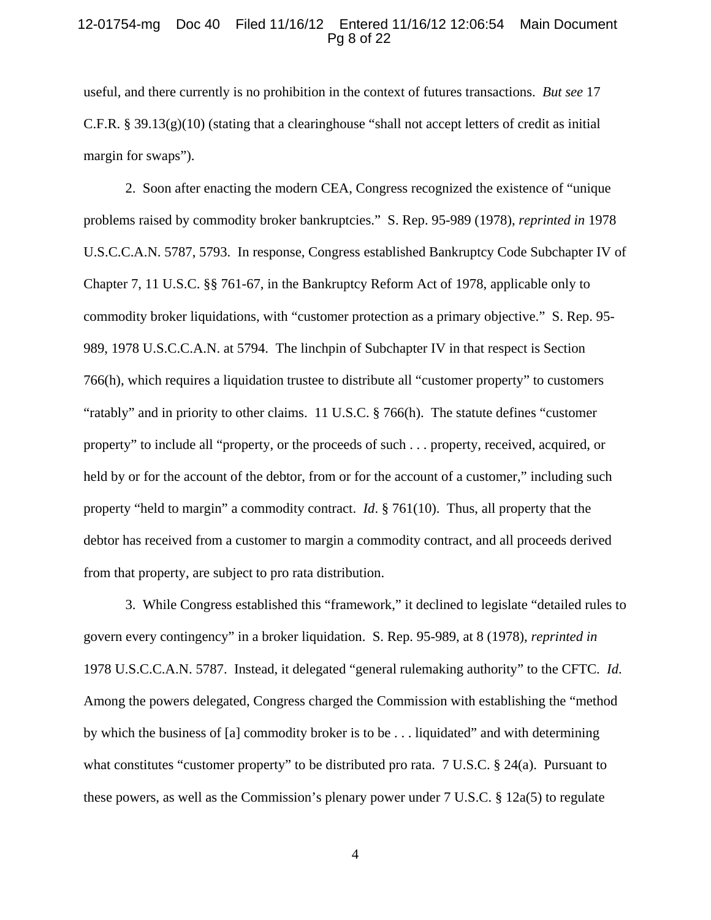useful, and there currently is no prohibition in the context of futures transactions. *But see* 17 C.F.R. § 39.13(g)(10) (stating that a clearinghouse "shall not accept letters of credit as initial margin for swaps").

2. Soon after enacting the modern CEA, Congress recognized the existence of "unique problems raised by commodity broker bankruptcies." S. Rep. 95-989 (1978), *reprinted in* 1978 U.S.C.C.A.N. 5787, 5793. In response, Congress established Bankruptcy Code Subchapter IV of Chapter 7, 11 U.S.C. §§ 761-67, in the Bankruptcy Reform Act of 1978, applicable only to commodity broker liquidations, with "customer protection as a primary objective." S. Rep. 95-989, 1978 U.S.C.C.A.N. at 5794. The linchpin of Subchapter IV in that respect is Section 766(h), which requires a liquidation trustee to distribute all "customer property" to customers "ratably" and in priority to other claims. 11 U.S.C. § 766(h). The statute defines "customer property" to include all "property, or the proceeds of such . . . property, received, acquired, or held by or for the account of the debtor, from or for the account of a customer," including such property "held to margin" a commodity contract. *Id*. § 761(10). Thus, all property that the debtor has received from a customer to margin a commodity contract, and all proceeds derived from that property, are subject to pro rata distribution.

3. While Congress established this "framework," it declined to legislate "detailed rules to govern every contingency" in a broker liquidation. S. Rep. 95-989, at 8 (1978), *reprinted in* 1978 U.S.C.C.A.N. 5787. Instead, it delegated "general rulemaking authority" to the CFTC. *Id*. Among the powers delegated, Congress charged the Commission with establishing the "method by which the business of [a] commodity broker is to be . . . liquidated" and with determining what constitutes "customer property" to be distributed pro rata. 7 U.S.C. § 24(a). Pursuant to these powers, as well as the Commission's plenary power under 7 U.S.C. § 12a(5) to regulate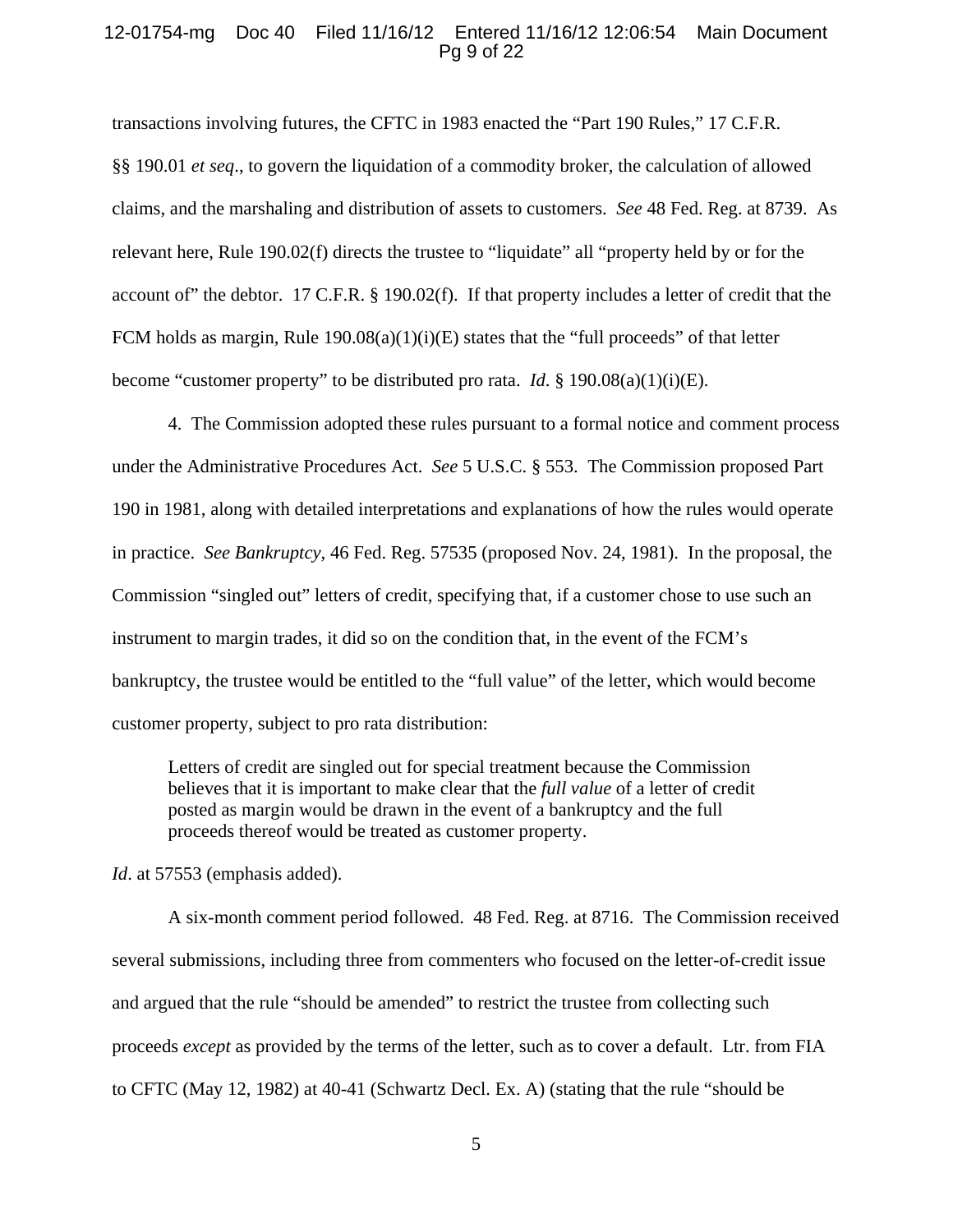transactions involving futures, the CFTC in 1983 enacted the "Part 190 Rules," 17 C.F.R. §§ 190.01 *et seq*., to govern the liquidation of a commodity broker, the calculation of allowed claims, and the marshaling and distribution of assets to customers. *See* 48 Fed. Reg. at 8739. As relevant here, Rule 190.02(f) directs the trustee to "liquidate" all "property held by or for the account of" the debtor. 17 C.F.R. § 190.02(f). If that property includes a letter of credit that the FCM holds as margin, Rule 190.08(a)(1)(i)(E) states that the "full proceeds" of that letter become "customer property" to be distributed pro rata. *Id*. § 190.08(a)(1)(i)(E).

4. The Commission adopted these rules pursuant to a formal notice and comment process under the Administrative Procedures Act. *See* 5 U.S.C. § 553. The Commission proposed Part 190 in 1981, along with detailed interpretations and explanations of how the rules would operate in practice. *See Bankruptcy*, 46 Fed. Reg. 57535 (proposed Nov. 24, 1981). In the proposal, the Commission "singled out" letters of credit, specifying that, if a customer chose to use such an instrument to margin trades, it did so on the condition that, in the event of the FCM's bankruptcy, the trustee would be entitled to the "full value" of the letter, which would become customer property, subject to pro rata distribution:

> Letters of credit are singled out for special treatment because the Commission believes that it is important to make clear that the *full value* of a letter of credit posted as margin would be drawn in the event of a bankruptcy and the full proceeds thereof would be treated as customer property.

*Id*. at 57553 (emphasis added).

A six-month comment period followed. 48 Fed. Reg. at 8716. The Commission received several submissions, including three from commenters who focused on the letter-of-credit issue and argued that the rule "should be amended" to restrict the trustee from collecting such proceeds *except* as provided by the terms of the letter, such as to cover a default. Ltr. from FIA to CFTC (May 12, 1982) at 40-41 (Schwartz Decl. Ex. A) (stating that the rule "should be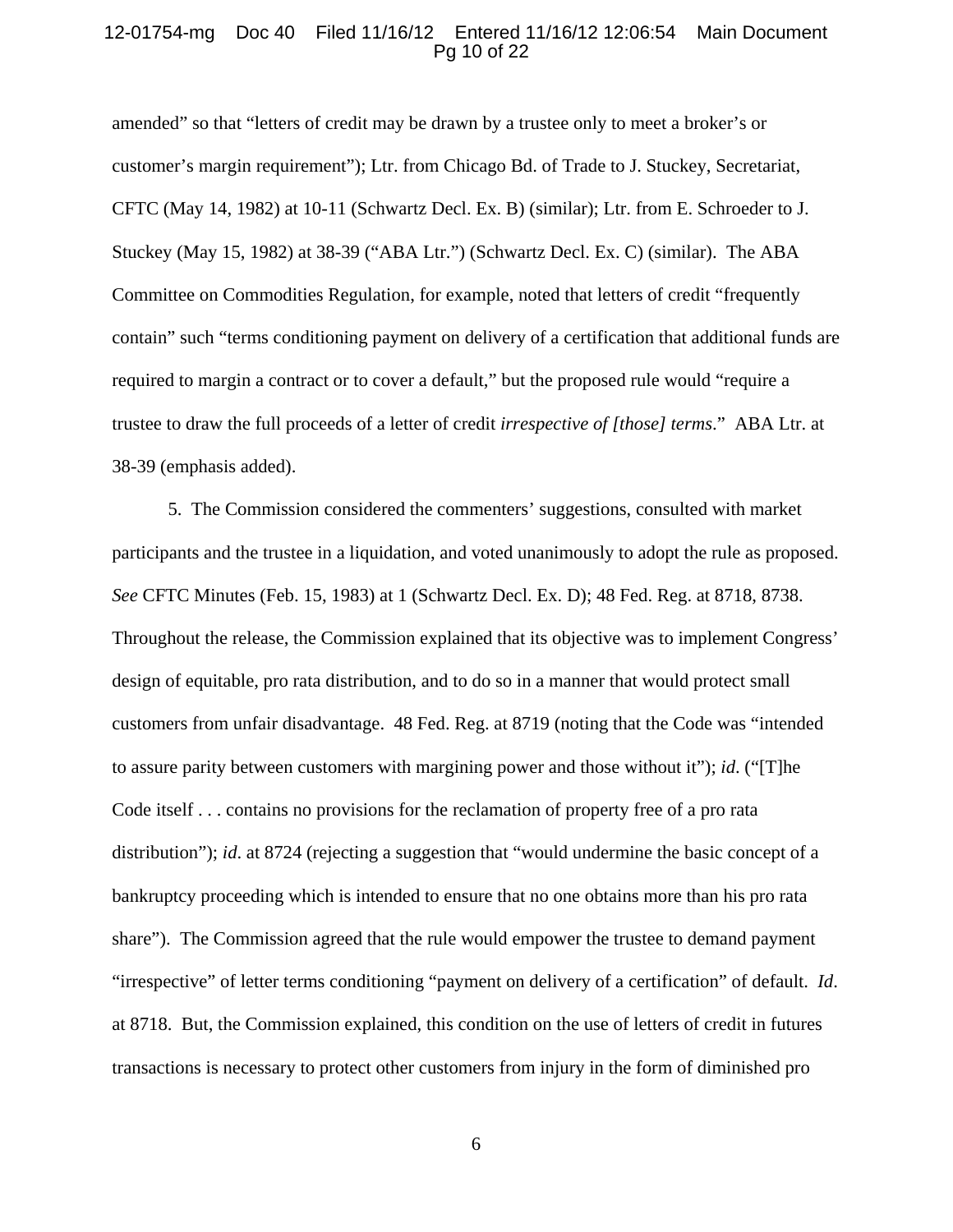amended" so that "letters of credit may be drawn by a trustee only to meet a broker's or customer's margin requirement"); Ltr. from Chicago Bd. of Trade to J. Stuckey, Secretariat, CFTC (May 14, 1982) at 10-11 (Schwartz Decl. Ex. B) (similar); Ltr. from E. Schroeder to J. Stuckey (May 15, 1982) at 38-39 ("ABA Ltr.") (Schwartz Decl. Ex. C) (similar). The ABA Committee on Commodities Regulation, for example, noted that letters of credit "frequently contain" such "terms conditioning payment on delivery of a certification that additional funds are required to margin a contract or to cover a default," but the proposed rule would "require a trustee to draw the full proceeds of a letter of credit *irrespective of [those] terms*." ABA Ltr. at 38-39 (emphasis added).

5. The Commission considered the commenters' suggestions, consulted with market participants and the trustee in a liquidation, and voted unanimously to adopt the rule as proposed. *See* CFTC Minutes (Feb. 15, 1983) at 1 (Schwartz Decl. Ex. D); 48 Fed. Reg. at 8718, 8738. Throughout the release, the Commission explained that its objective was to implement Congress' design of equitable, pro rata distribution, and to do so in a manner that would protect small customers from unfair disadvantage. 48 Fed. Reg. at 8719 (noting that the Code was "intended to assure parity between customers with margining power and those without it"); *id*. ("[T]he Code itself . . . contains no provisions for the reclamation of property free of a pro rata distribution"); *id*. at 8724 (rejecting a suggestion that "would undermine the basic concept of a bankruptcy proceeding which is intended to ensure that no one obtains more than his pro rata share"). The Commission agreed that the rule would empower the trustee to demand payment "irrespective" of letter terms conditioning "payment on delivery of a certification" of default. *Id*. at 8718. But, the Commission explained, this condition on the use of letters of credit in futures transactions is necessary to protect other customers from injury in the form of diminished pro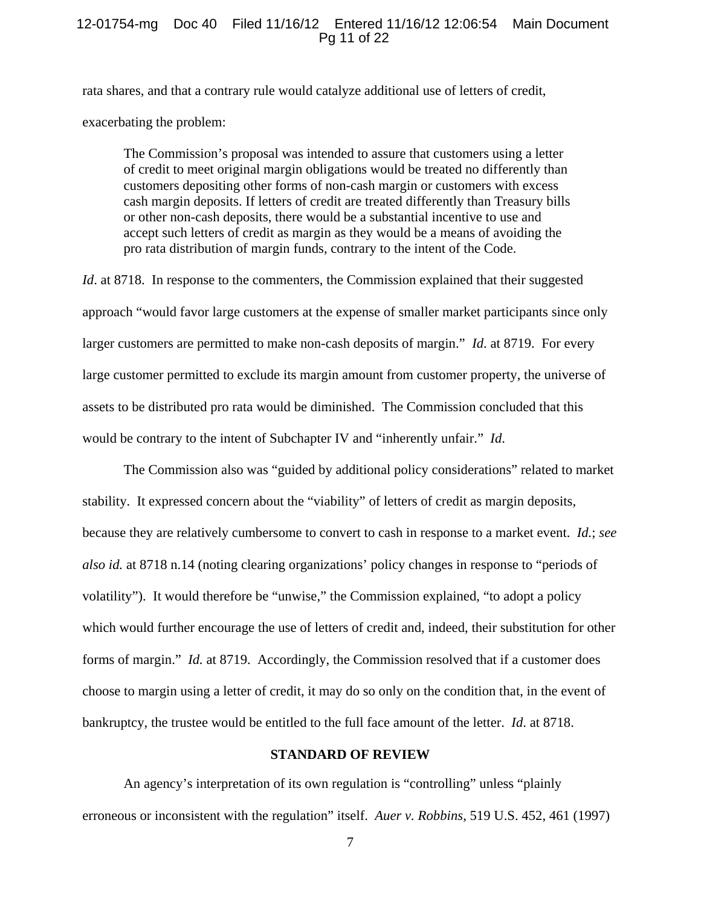rata shares, and that a contrary rule would catalyze additional use of letters of credit, exacerbating the problem:

> The Commission's proposal was intended to assure that customers using a letter of credit to meet original margin obligations would be treated no differently than customers depositing other forms of non-cash margin or customers with excess cash margin deposits. If letters of credit are treated differently than Treasury bills or other non-cash deposits, there would be a substantial incentive to use and accept such letters of credit as margin as they would be a means of avoiding the pro rata distribution of margin funds, contrary to the intent of the Code.

*Id*. at 8718. In response to the commenters, the Commission explained that their suggested approach "would favor large customers at the expense of smaller market participants since only larger customers are permitted to make non-cash deposits of margin." *Id.* at 8719. For every large customer permitted to exclude its margin amount from customer property, the universe of assets to be distributed pro rata would be diminished. The Commission concluded that this would be contrary to the intent of Subchapter IV and "inherently unfair." *Id*.

The Commission also was "guided by additional policy considerations" related to market stability. It expressed concern about the "viability" of letters of credit as margin deposits, because they are relatively cumbersome to convert to cash in response to a market event. *Id.*; *see also id.* at 8718 n.14 (noting clearing organizations' policy changes in response to "periods of volatility"). It would therefore be "unwise," the Commission explained, "to adopt a policy which would further encourage the use of letters of credit and, indeed, their substitution for other forms of margin." *Id.* at 8719. Accordingly, the Commission resolved that if a customer does choose to margin using a letter of credit, it may do so only on the condition that, in the event of bankruptcy, the trustee would be entitled to the full face amount of the letter. *Id.* at 8718.

## STANDARD OF REVIEW

An agency's interpretation of its own regulation is "controlling" unless "plainly erroneous or inconsistent with the regulation" itself. *Auer v. Robbins*, 519 U.S. 452, 461 (1997)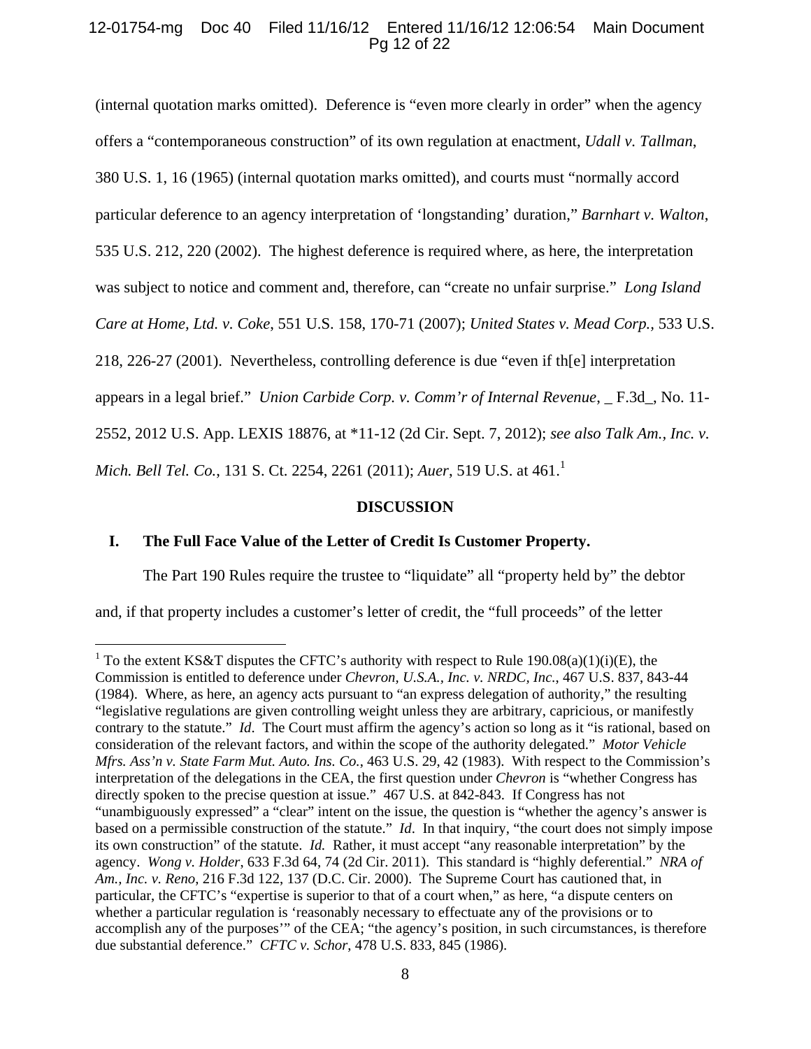(internal quotation marks omitted). Deference is "even more clearly in order" when the agency offers a "contemporaneous construction" of its own regulation at enactment, *Udall v. Tallman*, 380 U.S. 1, 16 (1965) (internal quotation marks omitted), and courts must "normally accord particular deference to an agency interpretation of 'longstanding' duration," *Barnhart v. Walton*, 535 U.S. 212, 220 (2002). The highest deference is required where, as here, the interpretation was subject to notice and comment and, therefore, can "create no unfair surprise." *Long Island Care at Home, Ltd. v. Coke*, 551 U.S. 158, 170-71 (2007); *United States v. Mead Corp.*, 533 U.S. 218, 226-27 (2001). Nevertheless, controlling deference is due "even if th[e] interpretation appears in a legal brief." *Union Carbide Corp. v. Comm'r of Internal Revenue*, _ F.3d_, No. 11-2552, 2012 U.S. App. LEXIS 18876, at *11-12 (2d Cir. Sept. 7, 2012); *see also Talk Am., Inc. v. Mich. Bell Tel. Co.*, 131 S. Ct. 2254, 2261 (2011); *Auer*, 519 U.S. at 461.[1]

## DISCUSSION

### I. The Full Face Value of the Letter of Credit Is Customer Property.

The Part 190 Rules require the trustee to "liquidate" all "property held by" the debtor and, if that property includes a customer's letter of credit, the "full proceeds" of the letter

---

[1] To the extent KS&T disputes the CFTC's authority with respect to Rule 190.08(a)(1)(i)(E), the Commission is entitled to deference under *Chevron, U.S.A., Inc. v. NRDC, Inc.*, 467 U.S. 837, 843-44 (1984). Where, as here, an agency acts pursuant to "an express delegation of authority," the resulting "legislative regulations are given controlling weight unless they are arbitrary, capricious, or manifestly contrary to the statute." *Id*. The Court must affirm the agency's action so long as it "is rational, based on consideration of the relevant factors, and within the scope of the authority delegated." *Motor Vehicle Mfrs. Ass'n v. State Farm Mut. Auto. Ins. Co.*, 463 U.S. 29, 42 (1983). With respect to the Commission's interpretation of the delegations in the CEA, the first question under *Chevron* is "whether Congress has directly spoken to the precise question at issue." 467 U.S. at 842-843. If Congress has not "unambiguously expressed" a "clear" intent on the issue, the question is "whether the agency's answer is based on a permissible construction of the statute." *Id*. In that inquiry, "the court does not simply impose its own construction" of the statute. *Id.* Rather, it must accept "any reasonable interpretation" by the agency. *Wong v. Holder*, 633 F.3d 64, 74 (2d Cir. 2011). This standard is "highly deferential." *NRA of Am., Inc. v. Reno*, 216 F.3d 122, 137 (D.C. Cir. 2000). The Supreme Court has cautioned that, in particular, the CFTC's "expertise is superior to that of a court when," as here, "a dispute centers on whether a particular regulation is 'reasonably necessary to effectuate any of the provisions or to accomplish any of the purposes'" of the CEA; "the agency's position, in such circumstances, is therefore due substantial deference." *CFTC v. Schor*, 478 U.S. 833, 845 (1986).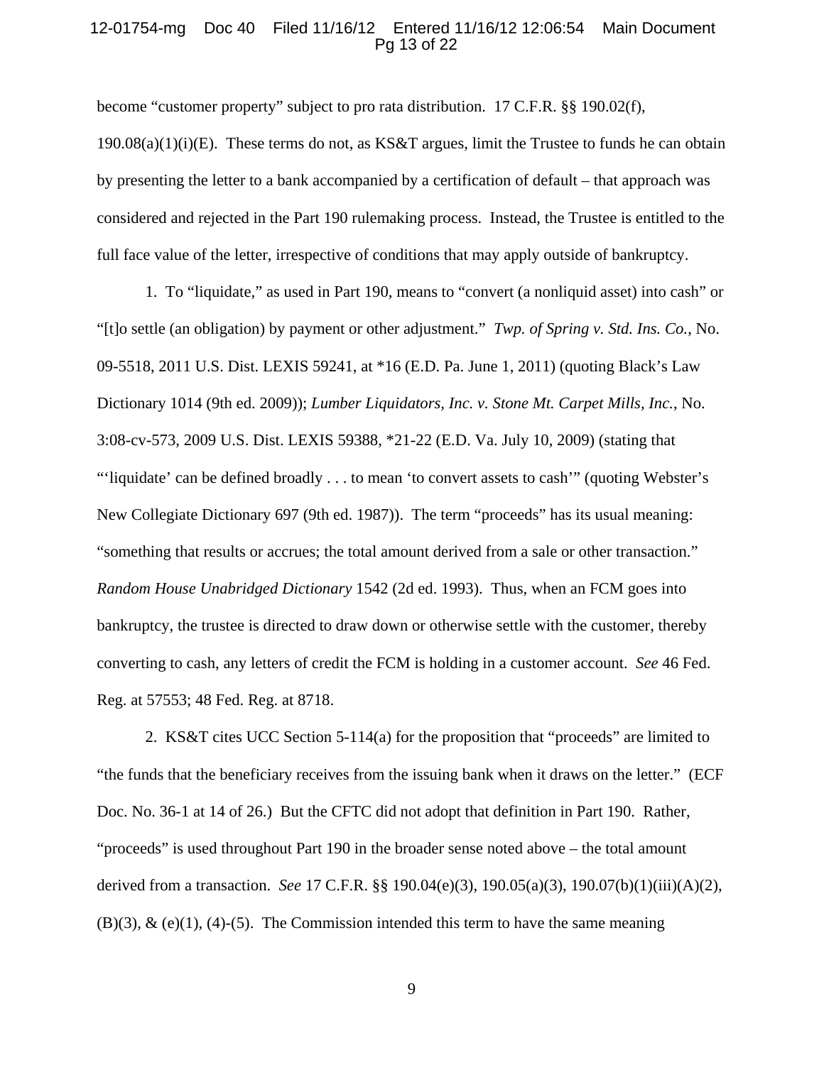become "customer property" subject to pro rata distribution. 17 C.F.R. §§ 190.02(f), 190.08(a)(1)(i)(E). These terms do not, as KS&T argues, limit the Trustee to funds he can obtain by presenting the letter to a bank accompanied by a certification of default – that approach was considered and rejected in the Part 190 rulemaking process. Instead, the Trustee is entitled to the full face value of the letter, irrespective of conditions that may apply outside of bankruptcy.

1. To "liquidate," as used in Part 190, means to "convert (a nonliquid asset) into cash" or "[t]o settle (an obligation) by payment or other adjustment." *Twp. of Spring v. Std. Ins. Co.*, No. 09-5518, 2011 U.S. Dist. LEXIS 59241, at *16 (E.D. Pa. June 1, 2011) (quoting Black's Law Dictionary 1014 (9th ed. 2009)); *Lumber Liquidators, Inc. v. Stone Mt. Carpet Mills, Inc.*, No. 3:08-cv-573, 2009 U.S. Dist. LEXIS 59388, *21-22 (E.D. Va. July 10, 2009) (stating that "'liquidate' can be defined broadly . . . to mean 'to convert assets to cash'" (quoting Webster's New Collegiate Dictionary 697 (9th ed. 1987)). The term "proceeds" has its usual meaning: "something that results or accrues; the total amount derived from a sale or other transaction." *Random House Unabridged Dictionary* 1542 (2d ed. 1993). Thus, when an FCM goes into bankruptcy, the trustee is directed to draw down or otherwise settle with the customer, thereby converting to cash, any letters of credit the FCM is holding in a customer account. *See* 46 Fed. Reg. at 57553; 48 Fed. Reg. at 8718.

2. KS&T cites UCC Section 5-114(a) for the proposition that "proceeds" are limited to "the funds that the beneficiary receives from the issuing bank when it draws on the letter." (ECF Doc. No. 36-1 at 14 of 26.) But the CFTC did not adopt that definition in Part 190. Rather, "proceeds" is used throughout Part 190 in the broader sense noted above – the total amount derived from a transaction. *See* 17 C.F.R. §§ 190.04(e)(3), 190.05(a)(3), 190.07(b)(1)(iii)(A)(2), (B)(3), & (e)(1), (4)-(5). The Commission intended this term to have the same meaning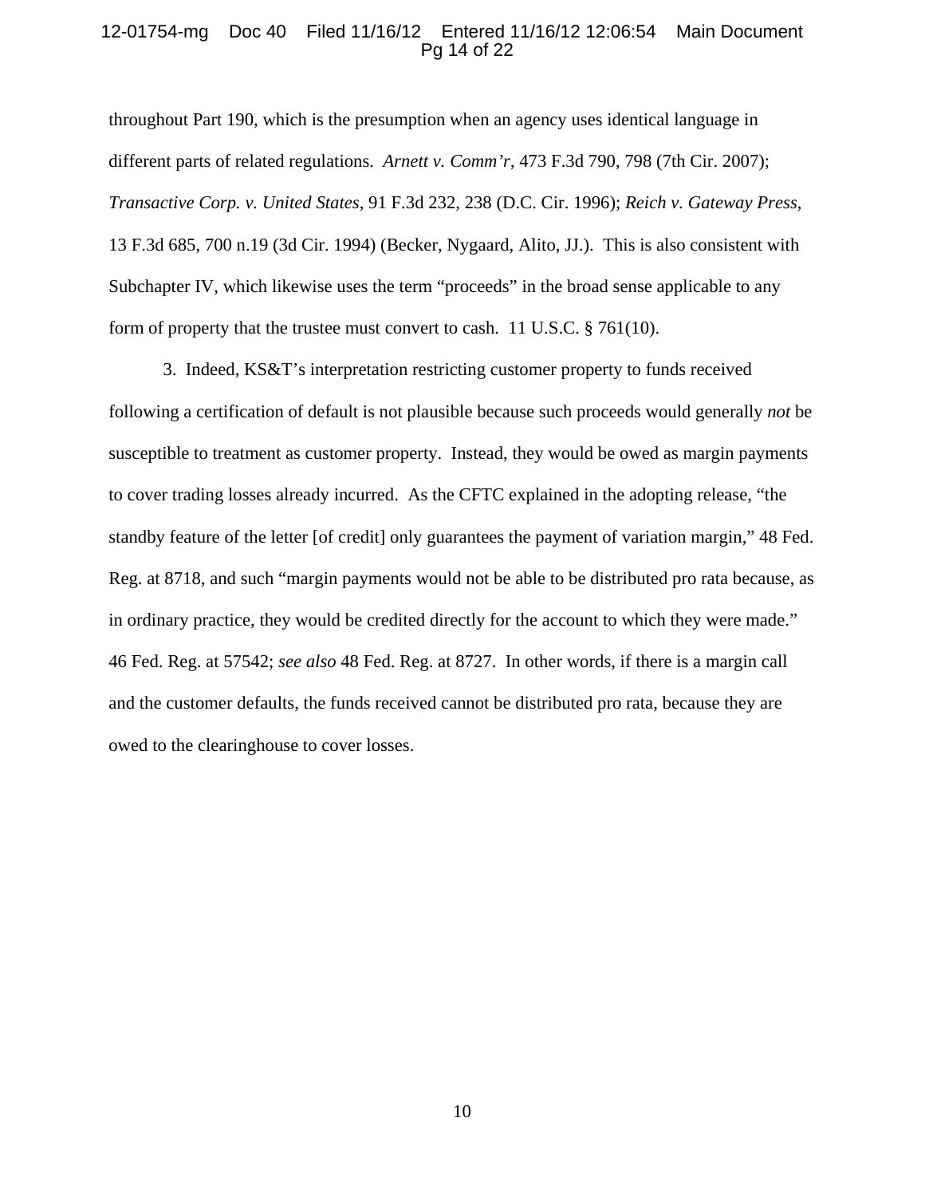throughout Part 190, which is the presumption when an agency uses identical language in different parts of related regulations. *Arnett v. Comm'r*, 473 F.3d 790, 798 (7th Cir. 2007); *Transactive Corp. v. United States*, 91 F.3d 232, 238 (D.C. Cir. 1996); *Reich v. Gateway Press*, 13 F.3d 685, 700 n.19 (3d Cir. 1994) (Becker, Nygaard, Alito, JJ.). This is also consistent with Subchapter IV, which likewise uses the term "proceeds" in the broad sense applicable to any form of property that the trustee must convert to cash. 11 U.S.C. § 761(10).

3. Indeed, KS&T's interpretation restricting customer property to funds received following a certification of default is not plausible because such proceeds would generally *not* be susceptible to treatment as customer property. Instead, they would be owed as margin payments to cover trading losses already incurred. As the CFTC explained in the adopting release, "the standby feature of the letter [of credit] only guarantees the payment of variation margin," 48 Fed. Reg. at 8718, and such "margin payments would not be able to be distributed pro rata because, as in ordinary practice, they would be credited directly for the account to which they were made." 46 Fed. Reg. at 57542; *see also* 48 Fed. Reg. at 8727. In other words, if there is a margin call and the customer defaults, the funds received cannot be distributed pro rata, because they are owed to the clearinghouse to cover losses.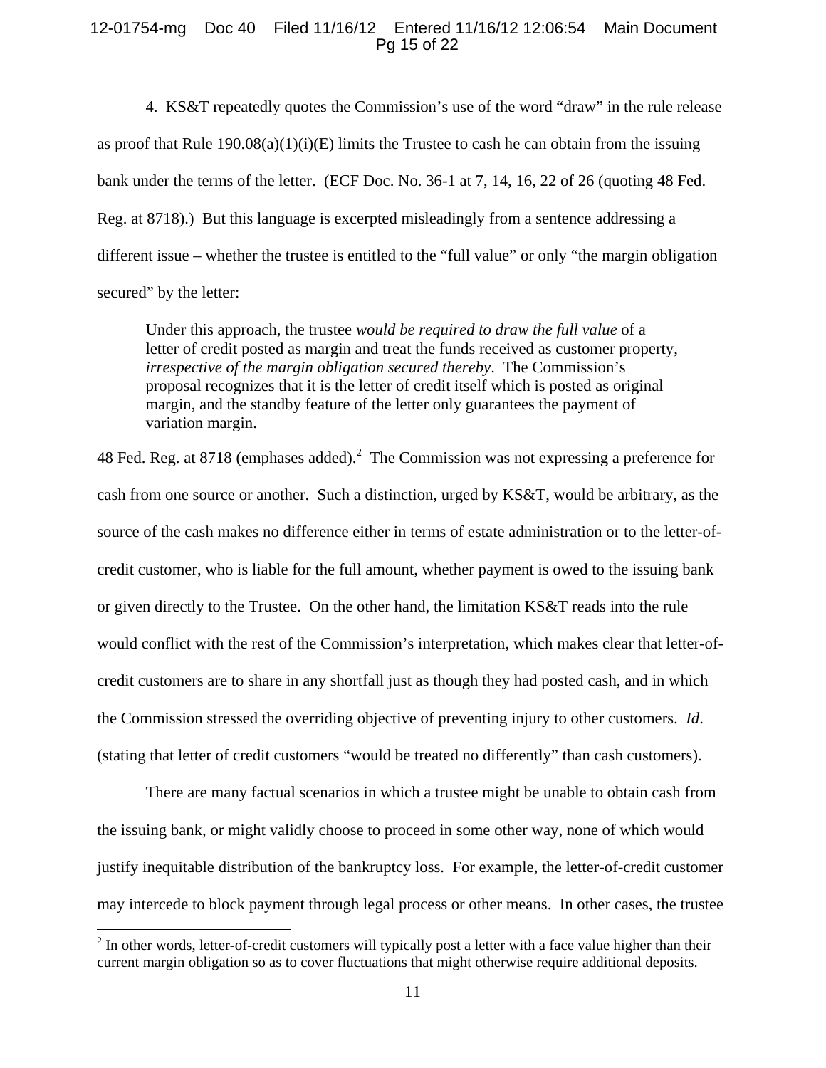4. KS&T repeatedly quotes the Commission's use of the word "draw" in the rule release as proof that Rule 190.08(a)(1)(i)(E) limits the Trustee to cash he can obtain from the issuing bank under the terms of the letter. (ECF Doc. No. 36-1 at 7, 14, 16, 22 of 26 (quoting 48 Fed. Reg. at 8718).) But this language is excerpted misleadingly from a sentence addressing a different issue – whether the trustee is entitled to the "full value" or only "the margin obligation secured" by the letter:

> Under this approach, the trustee *would be required to draw the full value* of a letter of credit posted as margin and treat the funds received as customer property, *irrespective of the margin obligation secured thereby*. The Commission's proposal recognizes that it is the letter of credit itself which is posted as original margin, and the standby feature of the letter only guarantees the payment of variation margin.

48 Fed. Reg. at 8718 (emphases added).[2] The Commission was not expressing a preference for cash from one source or another. Such a distinction, urged by KS&T, would be arbitrary, as the source of the cash makes no difference either in terms of estate administration or to the letter-of-credit customer, who is liable for the full amount, whether payment is owed to the issuing bank or given directly to the Trustee. On the other hand, the limitation KS&T reads into the rule would conflict with the rest of the Commission's interpretation, which makes clear that letter-of-credit customers are to share in any shortfall just as though they had posted cash, and in which the Commission stressed the overriding objective of preventing injury to other customers. *Id*. (stating that letter of credit customers "would be treated no differently" than cash customers).

There are many factual scenarios in which a trustee might be unable to obtain cash from the issuing bank, or might validly choose to proceed in some other way, none of which would justify inequitable distribution of the bankruptcy loss. For example, the letter-of-credit customer may intercede to block payment through legal process or other means. In other cases, the trustee

[2] In other words, letter-of-credit customers will typically post a letter with a face value higher than their current margin obligation so as to cover fluctuations that might otherwise require additional deposits.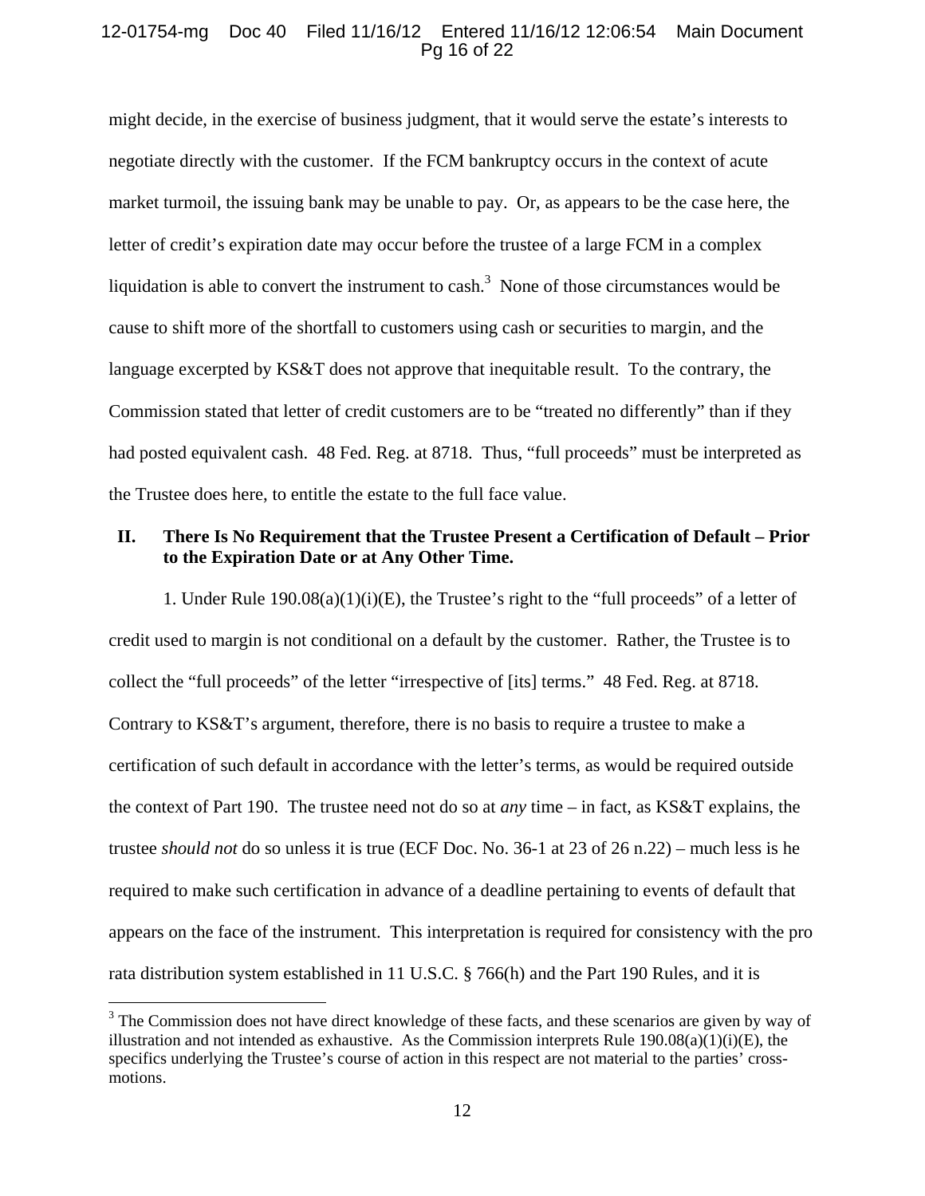might decide, in the exercise of business judgment, that it would serve the estate's interests to negotiate directly with the customer. If the FCM bankruptcy occurs in the context of acute market turmoil, the issuing bank may be unable to pay. Or, as appears to be the case here, the letter of credit's expiration date may occur before the trustee of a large FCM in a complex liquidation is able to convert the instrument to cash.[3] None of those circumstances would be cause to shift more of the shortfall to customers using cash or securities to margin, and the language excerpted by KS&T does not approve that inequitable result. To the contrary, the Commission stated that letter of credit customers are to be "treated no differently" than if they had posted equivalent cash. 48 Fed. Reg. at 8718. Thus, "full proceeds" must be interpreted as the Trustee does here, to entitle the estate to the full face value.

## II. There Is No Requirement that the Trustee Present a Certification of Default – Prior to the Expiration Date or at Any Other Time.

1. Under Rule 190.08(a)(1)(i)(E), the Trustee's right to the "full proceeds" of a letter of credit used to margin is not conditional on a default by the customer. Rather, the Trustee is to collect the "full proceeds" of the letter "irrespective of [its] terms." 48 Fed. Reg. at 8718. Contrary to KS&T's argument, therefore, there is no basis to require a trustee to make a certification of such default in accordance with the letter's terms, as would be required outside the context of Part 190. The trustee need not do so at *any* time – in fact, as KS&T explains, the trustee *should not* do so unless it is true (ECF Doc. No. 36-1 at 23 of 26 n.22) – much less is he required to make such certification in advance of a deadline pertaining to events of default that appears on the face of the instrument. This interpretation is required for consistency with the pro rata distribution system established in 11 U.S.C. § 766(h) and the Part 190 Rules, and it is

---

[3] The Commission does not have direct knowledge of these facts, and these scenarios are given by way of illustration and not intended as exhaustive. As the Commission interprets Rule 190.08(a)(1)(i)(E), the specifics underlying the Trustee's course of action in this respect are not material to the parties' cross-motions.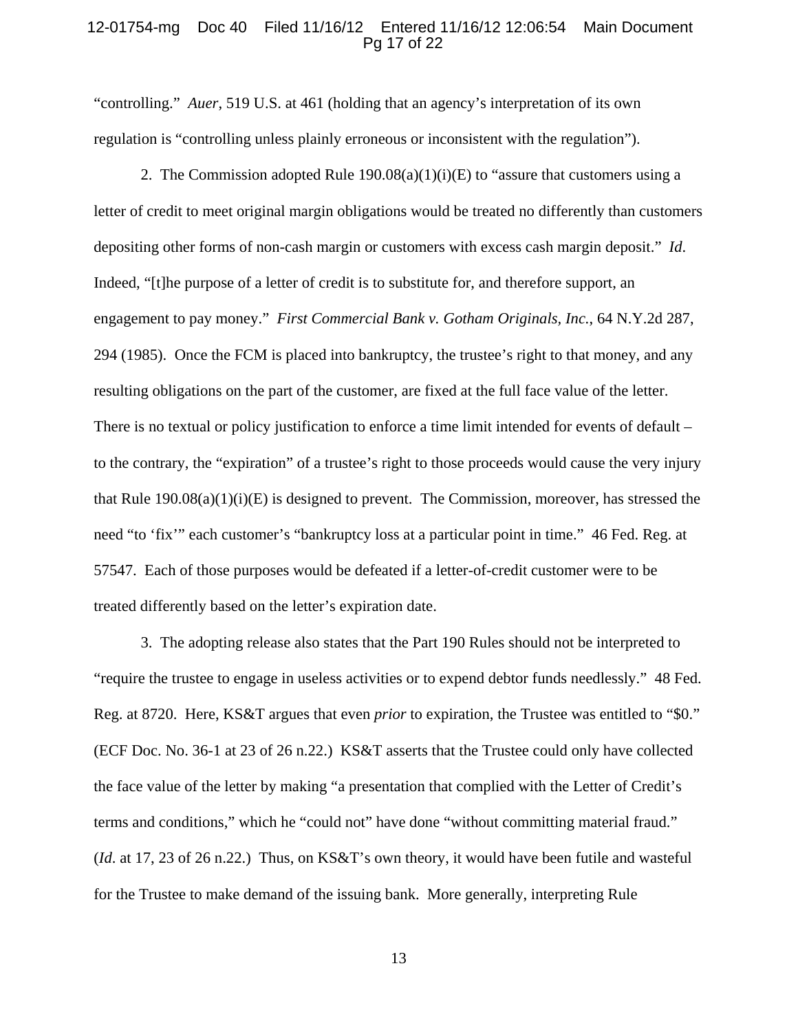"controlling." *Auer*, 519 U.S. at 461 (holding that an agency's interpretation of its own regulation is "controlling unless plainly erroneous or inconsistent with the regulation").

2. The Commission adopted Rule 190.08(a)(1)(i)(E) to "assure that customers using a letter of credit to meet original margin obligations would be treated no differently than customers depositing other forms of non-cash margin or customers with excess cash margin deposit." *Id.* Indeed, "[t]he purpose of a letter of credit is to substitute for, and therefore support, an engagement to pay money." *First Commercial Bank v. Gotham Originals, Inc.*, 64 N.Y.2d 287, 294 (1985). Once the FCM is placed into bankruptcy, the trustee's right to that money, and any resulting obligations on the part of the customer, are fixed at the full face value of the letter. There is no textual or policy justification to enforce a time limit intended for events of default – to the contrary, the "expiration" of a trustee's right to those proceeds would cause the very injury that Rule 190.08(a)(1)(i)(E) is designed to prevent. The Commission, moreover, has stressed the need "to 'fix'" each customer's "bankruptcy loss at a particular point in time." 46 Fed. Reg. at 57547. Each of those purposes would be defeated if a letter-of-credit customer were to be treated differently based on the letter's expiration date.

3. The adopting release also states that the Part 190 Rules should not be interpreted to "require the trustee to engage in useless activities or to expend debtor funds needlessly." 48 Fed. Reg. at 8720. Here, KS&T argues that even *prior* to expiration, the Trustee was entitled to "$0." (ECF Doc. No. 36-1 at 23 of 26 n.22.) KS&T asserts that the Trustee could only have collected the face value of the letter by making "a presentation that complied with the Letter of Credit's terms and conditions," which he "could not" have done "without committing material fraud." (*Id*. at 17, 23 of 26 n.22.) Thus, on KS&T's own theory, it would have been futile and wasteful for the Trustee to make demand of the issuing bank. More generally, interpreting Rule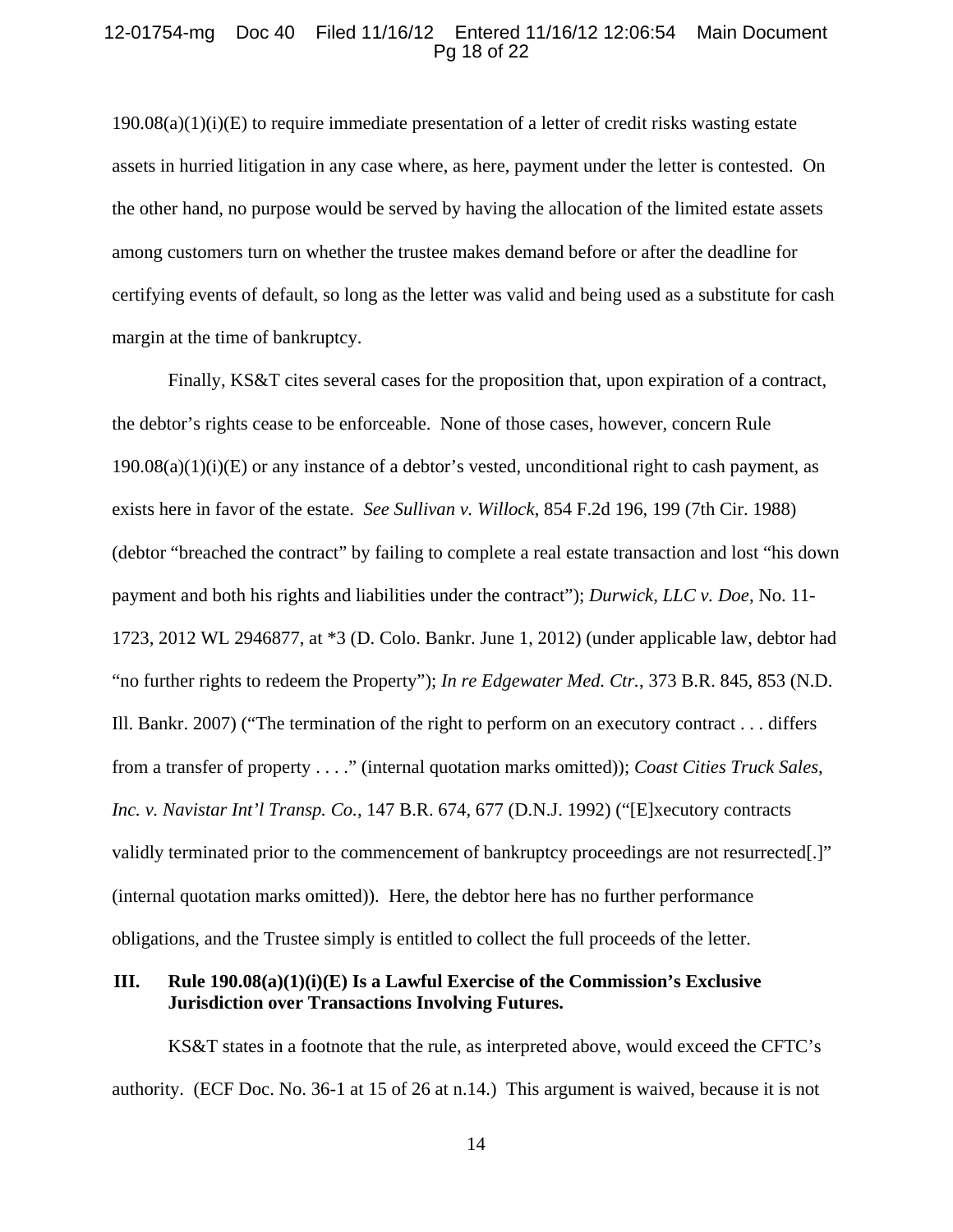190.08(a)(1)(i)(E) to require immediate presentation of a letter of credit risks wasting estate assets in hurried litigation in any case where, as here, payment under the letter is contested. On the other hand, no purpose would be served by having the allocation of the limited estate assets among customers turn on whether the trustee makes demand before or after the deadline for certifying events of default, so long as the letter was valid and being used as a substitute for cash margin at the time of bankruptcy.

Finally, KS&T cites several cases for the proposition that, upon expiration of a contract, the debtor's rights cease to be enforceable. None of those cases, however, concern Rule 190.08(a)(1)(i)(E) or any instance of a debtor's vested, unconditional right to cash payment, as exists here in favor of the estate. *See Sullivan v. Willock*, 854 F.2d 196, 199 (7th Cir. 1988) (debtor "breached the contract" by failing to complete a real estate transaction and lost "his down payment and both his rights and liabilities under the contract"); *Durwick, LLC v. Doe*, No. 11-1723, 2012 WL 2946877, at *3 (D. Colo. Bankr. June 1, 2012) (under applicable law, debtor had "no further rights to redeem the Property"); *In re Edgewater Med. Ctr.*, 373 B.R. 845, 853 (N.D. Ill. Bankr. 2007) ("The termination of the right to perform on an executory contract . . . differs from a transfer of property . . . ." (internal quotation marks omitted)); *Coast Cities Truck Sales, Inc. v. Navistar Int'l Transp. Co.*, 147 B.R. 674, 677 (D.N.J. 1992) ("[E]xecutory contracts validly terminated prior to the commencement of bankruptcy proceedings are not resurrected[.]" (internal quotation marks omitted)). Here, the debtor here has no further performance obligations, and the Trustee simply is entitled to collect the full proceeds of the letter.

## III. Rule 190.08(a)(1)(i)(E) Is a Lawful Exercise of the Commission's Exclusive Jurisdiction over Transactions Involving Futures.

KS&T states in a footnote that the rule, as interpreted above, would exceed the CFTC's authority. (ECF Doc. No. 36-1 at 15 of 26 at n.14.) This argument is waived, because it is not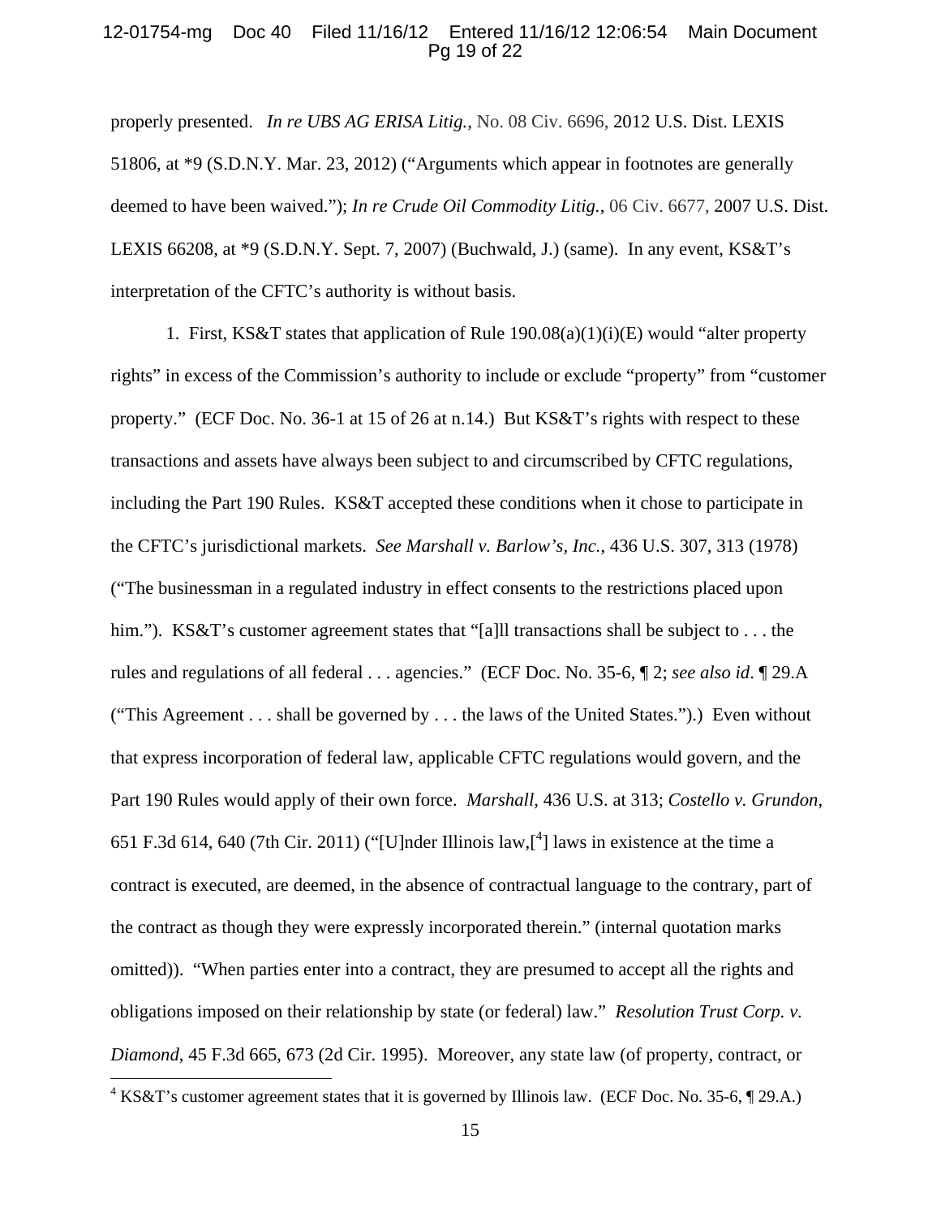properly presented. *In re UBS AG ERISA Litig.*, No. 08 Civ. 6696, 2012 U.S. Dist. LEXIS 51806, at *9 (S.D.N.Y. Mar. 23, 2012) ("Arguments which appear in footnotes are generally deemed to have been waived."); *In re Crude Oil Commodity Litig.*, 06 Civ. 6677, 2007 U.S. Dist. LEXIS 66208, at *9 (S.D.N.Y. Sept. 7, 2007) (Buchwald, J.) (same). In any event, KS&T's interpretation of the CFTC's authority is without basis.

1. First, KS&T states that application of Rule 190.08(a)(1)(i)(E) would "alter property rights" in excess of the Commission's authority to include or exclude "property" from "customer property." (ECF Doc. No. 36-1 at 15 of 26 at n.14.) But KS&T's rights with respect to these transactions and assets have always been subject to and circumscribed by CFTC regulations, including the Part 190 Rules. KS&T accepted these conditions when it chose to participate in the CFTC's jurisdictional markets. *See Marshall v. Barlow's, Inc.*, 436 U.S. 307, 313 (1978) ("The businessman in a regulated industry in effect consents to the restrictions placed upon him."). KS&T's customer agreement states that "[a]ll transactions shall be subject to . . . the rules and regulations of all federal . . . agencies." (ECF Doc. No. 35-6, ¶ 2; *see also id*. ¶ 29.A ("This Agreement . . . shall be governed by . . . the laws of the United States.").) Even without that express incorporation of federal law, applicable CFTC regulations would govern, and the Part 190 Rules would apply of their own force. *Marshall*, 436 U.S. at 313; *Costello v. Grundon*, 651 F.3d 614, 640 (7th Cir. 2011) ("[U]nder Illinois law,[4] laws in existence at the time a contract is executed, are deemed, in the absence of contractual language to the contrary, part of the contract as though they were expressly incorporated therein." (internal quotation marks omitted)). "When parties enter into a contract, they are presumed to accept all the rights and obligations imposed on their relationship by state (or federal) law." *Resolution Trust Corp. v. Diamond*, 45 F.3d 665, 673 (2d Cir. 1995). Moreover, any state law (of property, contract, or

[4] KS&T's customer agreement states that it is governed by Illinois law. (ECF Doc. No. 35-6, ¶ 29.A.)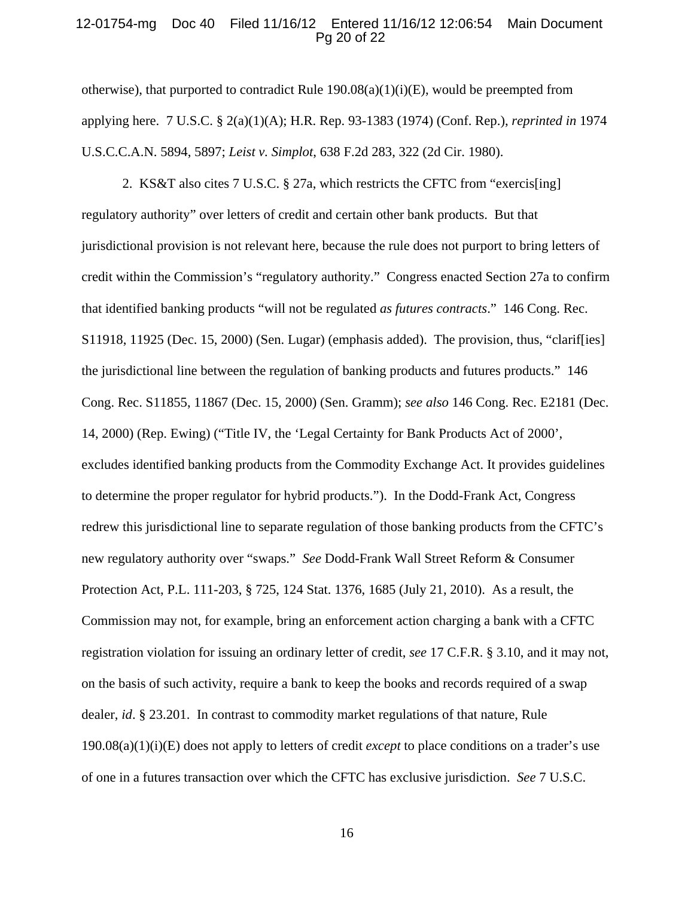otherwise), that purported to contradict Rule 190.08(a)(1)(i)(E), would be preempted from applying here. 7 U.S.C. § 2(a)(1)(A); H.R. Rep. 93-1383 (1974) (Conf. Rep.), *reprinted in* 1974 U.S.C.C.A.N. 5894, 5897; *Leist v. Simplot*, 638 F.2d 283, 322 (2d Cir. 1980).

2. KS&T also cites 7 U.S.C. § 27a, which restricts the CFTC from "exercis[ing] regulatory authority" over letters of credit and certain other bank products. But that jurisdictional provision is not relevant here, because the rule does not purport to bring letters of credit within the Commission's "regulatory authority." Congress enacted Section 27a to confirm that identified banking products "will not be regulated *as futures contracts*." 146 Cong. Rec. S11918, 11925 (Dec. 15, 2000) (Sen. Lugar) (emphasis added). The provision, thus, "clarif[ies] the jurisdictional line between the regulation of banking products and futures products." 146 Cong. Rec. S11855, 11867 (Dec. 15, 2000) (Sen. Gramm); *see also* 146 Cong. Rec. E2181 (Dec. 14, 2000) (Rep. Ewing) ("Title IV, the 'Legal Certainty for Bank Products Act of 2000', excludes identified banking products from the Commodity Exchange Act. It provides guidelines to determine the proper regulator for hybrid products."). In the Dodd-Frank Act, Congress redrew this jurisdictional line to separate regulation of those banking products from the CFTC's new regulatory authority over "swaps." *See* Dodd-Frank Wall Street Reform & Consumer Protection Act, P.L. 111-203, § 725, 124 Stat. 1376, 1685 (July 21, 2010). As a result, the Commission may not, for example, bring an enforcement action charging a bank with a CFTC registration violation for issuing an ordinary letter of credit, *see* 17 C.F.R. § 3.10, and it may not, on the basis of such activity, require a bank to keep the books and records required of a swap dealer, *id*. § 23.201. In contrast to commodity market regulations of that nature, Rule 190.08(a)(1)(i)(E) does not apply to letters of credit *except* to place conditions on a trader's use of one in a futures transaction over which the CFTC has exclusive jurisdiction. *See* 7 U.S.C.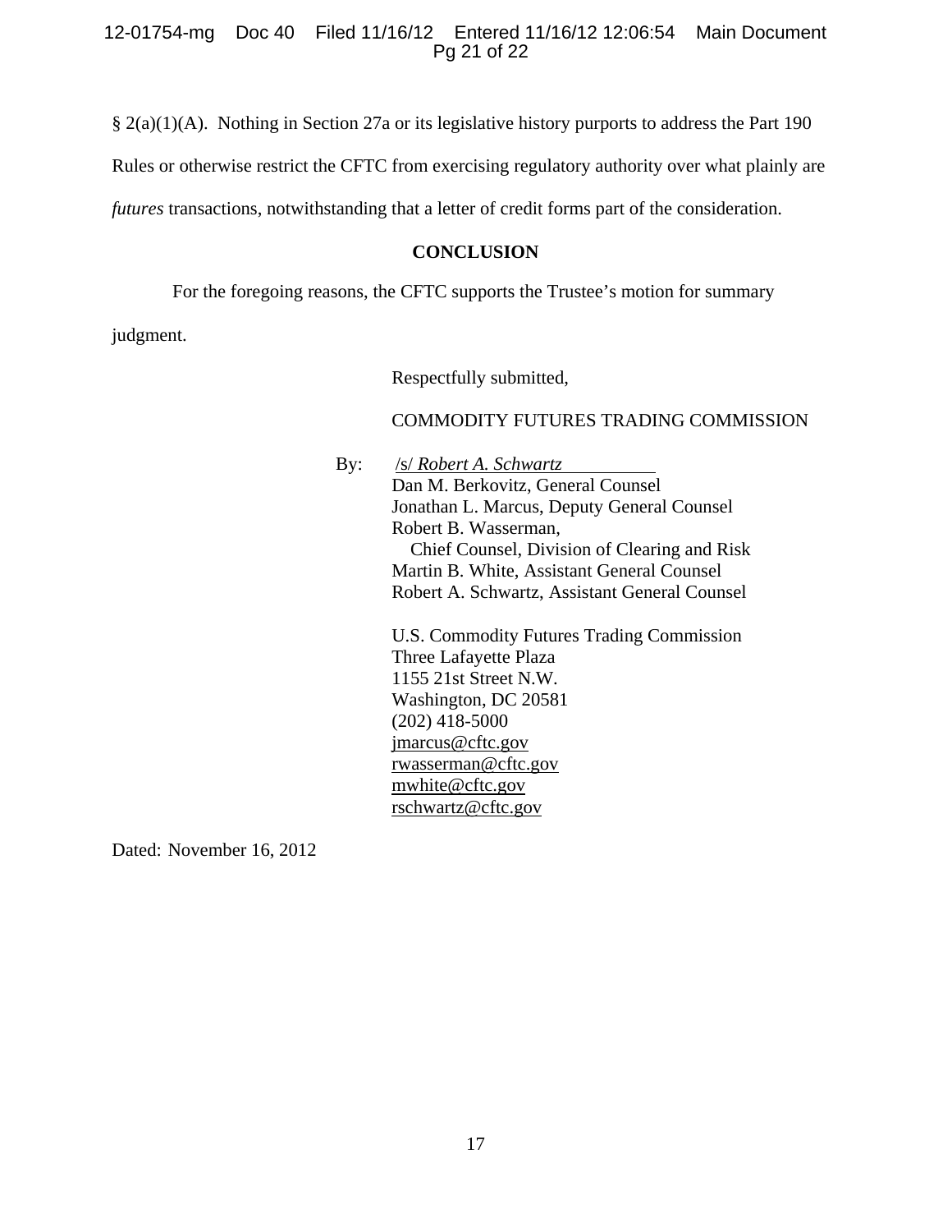§ 2(a)(1)(A). Nothing in Section 27a or its legislative history purports to address the Part 190 Rules or otherwise restrict the CFTC from exercising regulatory authority over what plainly are *futures* transactions, notwithstanding that a letter of credit forms part of the consideration.

## CONCLUSION

For the foregoing reasons, the CFTC supports the Trustee's motion for summary judgment.

Respectfully submitted,

COMMODITY FUTURES TRADING COMMISSION

By: /s/ *Robert A. Schwartz*
Dan M. Berkovitz, General Counsel
Jonathan L. Marcus, Deputy General Counsel
Robert B. Wasserman,
Chief Counsel, Division of Clearing and Risk
Martin B. White, Assistant General Counsel
Robert A. Schwartz, Assistant General Counsel

U.S. Commodity Futures Trading Commission
Three Lafayette Plaza
1155 21st Street N.W.
Washington, DC 20581
(202) 418-5000
jmarcus@cftc.gov
rwasserman@cftc.gov
mwhite@cftc.gov
rschwartz@cftc.gov

Dated: November 16, 2012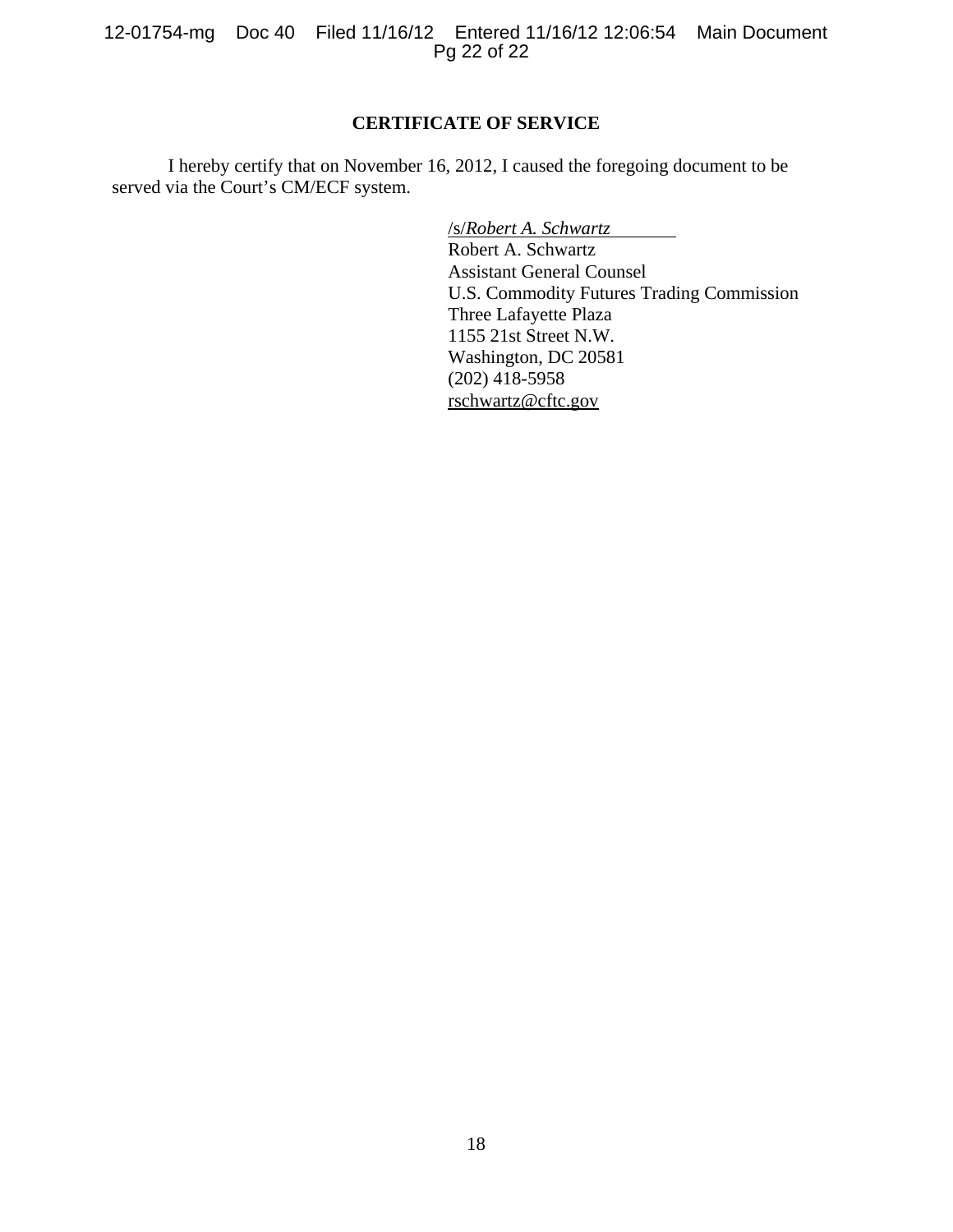**CERTIFICATE OF SERVICE**

I hereby certify that on November 16, 2012, I caused the foregoing document to be served via the Court's CM/ECF system.

/s/*Robert A. Schwartz*
Robert A. Schwartz
Assistant General Counsel
U.S. Commodity Futures Trading Commission
Three Lafayette Plaza
1155 21st Street N.W.
Washington, DC 20581
(202) 418-5958
rschwartz@cftc.gov